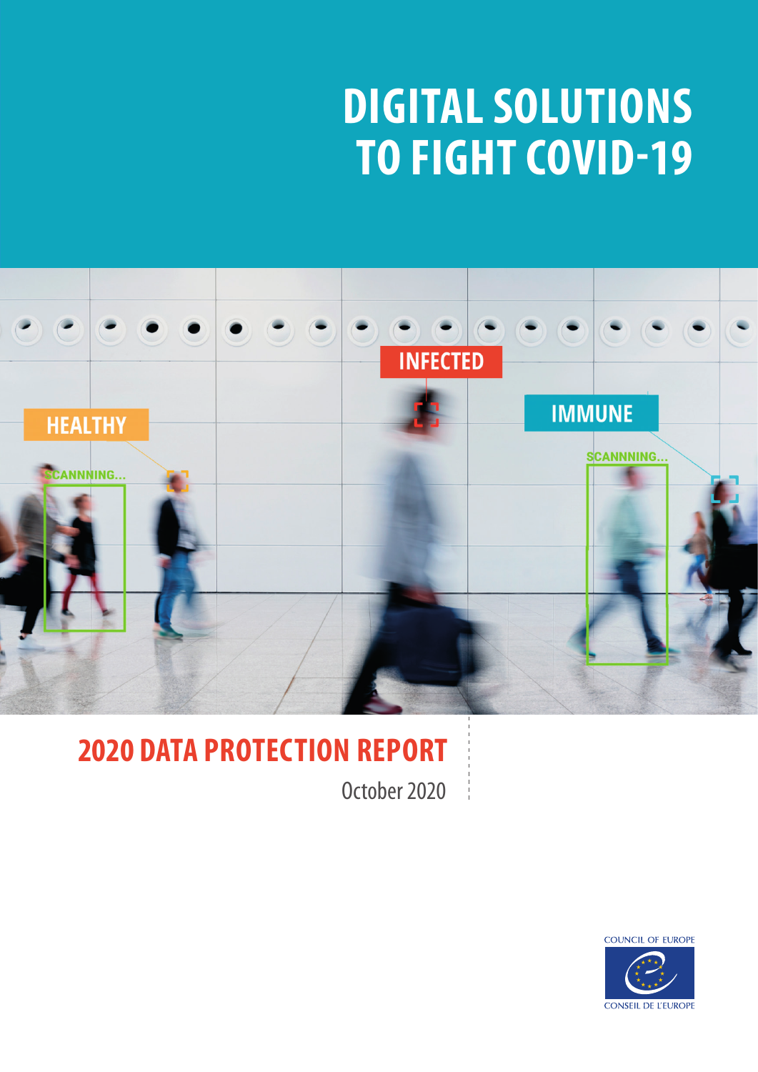# DIGITAL SOLUTIONS TO FIGHT COVID-19

## 2020 DATA PROTECTION REPORT

October 2020

COUNCIL OF EUROPE

CONSEIL DE L'EUROPE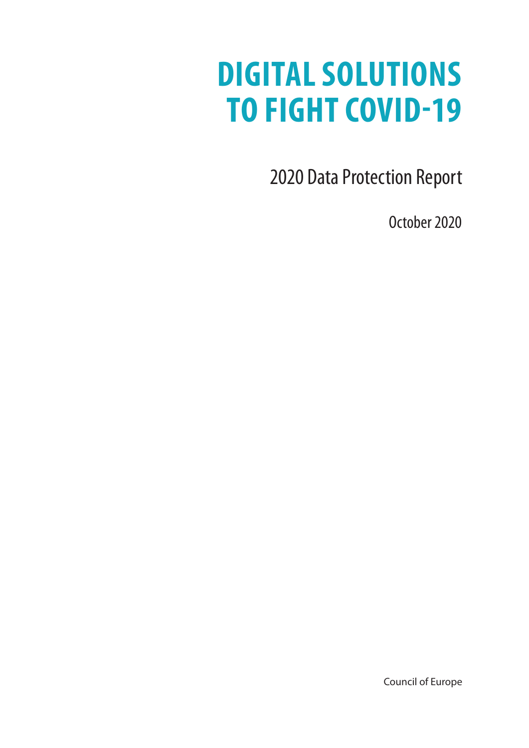# DIGITAL SOLUTIONS TO FIGHT COVID-19

2020 Data Protection Report

October 2020

Council of Europe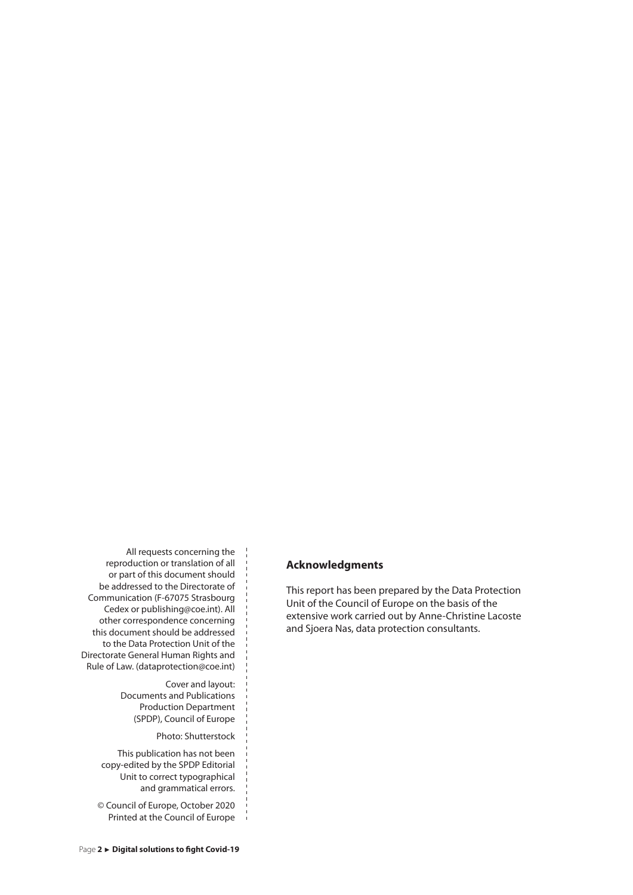All requests concerning the reproduction or translation of all or part of this document should be addressed to the Directorate of Communication (F-67075 Strasbourg Cedex or publishing@coe.int). All other correspondence concerning this document should be addressed to the Data Protection Unit of the Directorate General Human Rights and Rule of Law. (dataprotection@coe.int)

Cover and layout: Documents and Publications Production Department (SPDP), Council of Europe

Photo: Shutterstock

This publication has not been copy-edited by the SPDP Editorial Unit to correct typographical and grammatical errors.

© Council of Europe, October 2020
Printed at the Council of Europe

### Acknowledgments

This report has been prepared by the Data Protection Unit of the Council of Europe on the basis of the extensive work carried out by Anne-Christine Lacoste and Sjoera Nas, data protection consultants.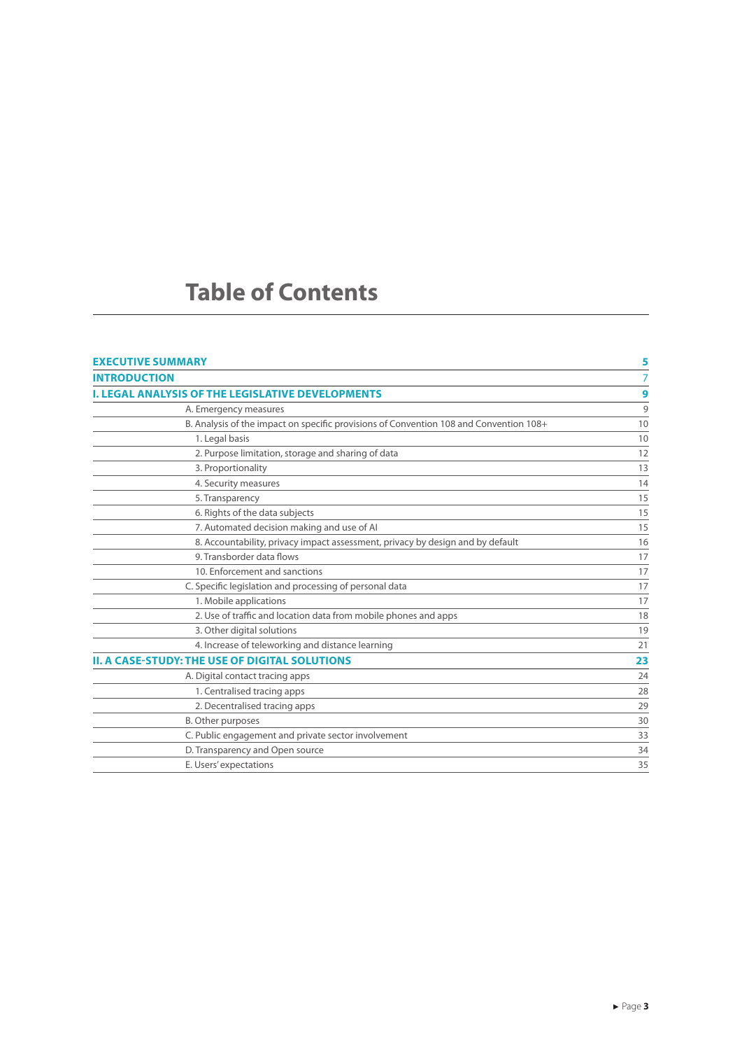# Table of Contents

| | |
|---|---|
| **EXECUTIVE SUMMARY** | **5** |
| **INTRODUCTION** | 7 |
| **I. LEGAL ANALYSIS OF THE LEGISLATIVE DEVELOPMENTS** | **9** |
| A. Emergency measures | 9 |
| B. Analysis of the impact on specific provisions of Convention 108 and Convention 108+ | 10 |
| 1. Legal basis | 10 |
| 2. Purpose limitation, storage and sharing of data | 12 |
| 3. Proportionality | 13 |
| 4. Security measures | 14 |
| 5. Transparency | 15 |
| 6. Rights of the data subjects | 15 |
| 7. Automated decision making and use of AI | 15 |
| 8. Accountability, privacy impact assessment, privacy by design and by default | 16 |
| 9. Transborder data flows | 17 |
| 10. Enforcement and sanctions | 17 |
| C. Specific legislation and processing of personal data | 17 |
| 1. Mobile applications | 17 |
| 2. Use of traffic and location data from mobile phones and apps | 18 |
| 3. Other digital solutions | 19 |
| 4. Increase of teleworking and distance learning | 21 |
| **II. A CASE-STUDY: THE USE OF DIGITAL SOLUTIONS** | **23** |
| A. Digital contact tracing apps | 24 |
| 1. Centralised tracing apps | 28 |
| 2. Decentralised tracing apps | 29 |
| B. Other purposes | 30 |
| C. Public engagement and private sector involvement | 33 |
| D. Transparency and Open source | 34 |
| E. Users' expectations | 35 |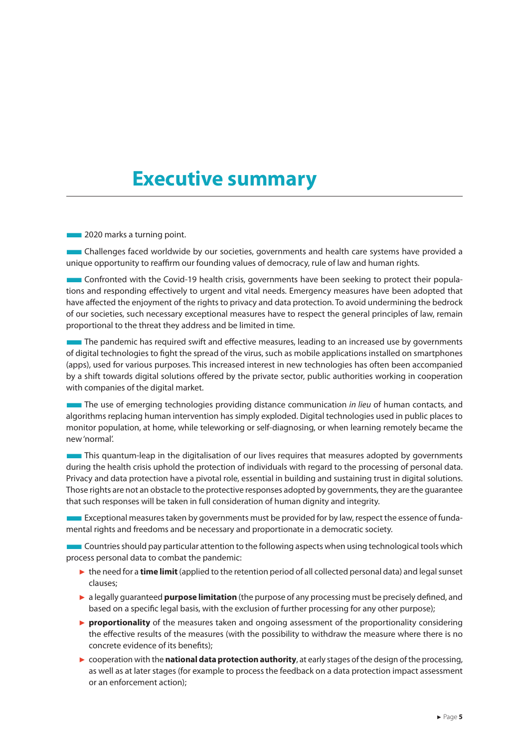# Executive summary

2020 marks a turning point.

Challenges faced worldwide by our societies, governments and health care systems have provided a unique opportunity to reaffirm our founding values of democracy, rule of law and human rights.

Confronted with the Covid-19 health crisis, governments have been seeking to protect their populations and responding effectively to urgent and vital needs. Emergency measures have been adopted that have affected the enjoyment of the rights to privacy and data protection. To avoid undermining the bedrock of our societies, such necessary exceptional measures have to respect the general principles of law, remain proportional to the threat they address and be limited in time.

The pandemic has required swift and effective measures, leading to an increased use by governments of digital technologies to fight the spread of the virus, such as mobile applications installed on smartphones (apps), used for various purposes. This increased interest in new technologies has often been accompanied by a shift towards digital solutions offered by the private sector, public authorities working in cooperation with companies of the digital market.

The use of emerging technologies providing distance communication *in lieu* of human contacts, and algorithms replacing human intervention has simply exploded. Digital technologies used in public places to monitor population, at home, while teleworking or self-diagnosing, or when learning remotely became the new 'normal'.

This quantum-leap in the digitalisation of our lives requires that measures adopted by governments during the health crisis uphold the protection of individuals with regard to the processing of personal data. Privacy and data protection have a pivotal role, essential in building and sustaining trust in digital solutions. Those rights are not an obstacle to the protective responses adopted by governments, they are the guarantee that such responses will be taken in full consideration of human dignity and integrity.

Exceptional measures taken by governments must be provided for by law, respect the essence of fundamental rights and freedoms and be necessary and proportionate in a democratic society.

Countries should pay particular attention to the following aspects when using technological tools which process personal data to combat the pandemic:

- the need for a **time limit** (applied to the retention period of all collected personal data) and legal sunset clauses;
- a legally guaranteed **purpose limitation** (the purpose of any processing must be precisely defined, and based on a specific legal basis, with the exclusion of further processing for any other purpose);
- **proportionality** of the measures taken and ongoing assessment of the proportionality considering the effective results of the measures (with the possibility to withdraw the measure where there is no concrete evidence of its benefits);
- cooperation with the **national data protection authority**, at early stages of the design of the processing, as well as at later stages (for example to process the feedback on a data protection impact assessment or an enforcement action);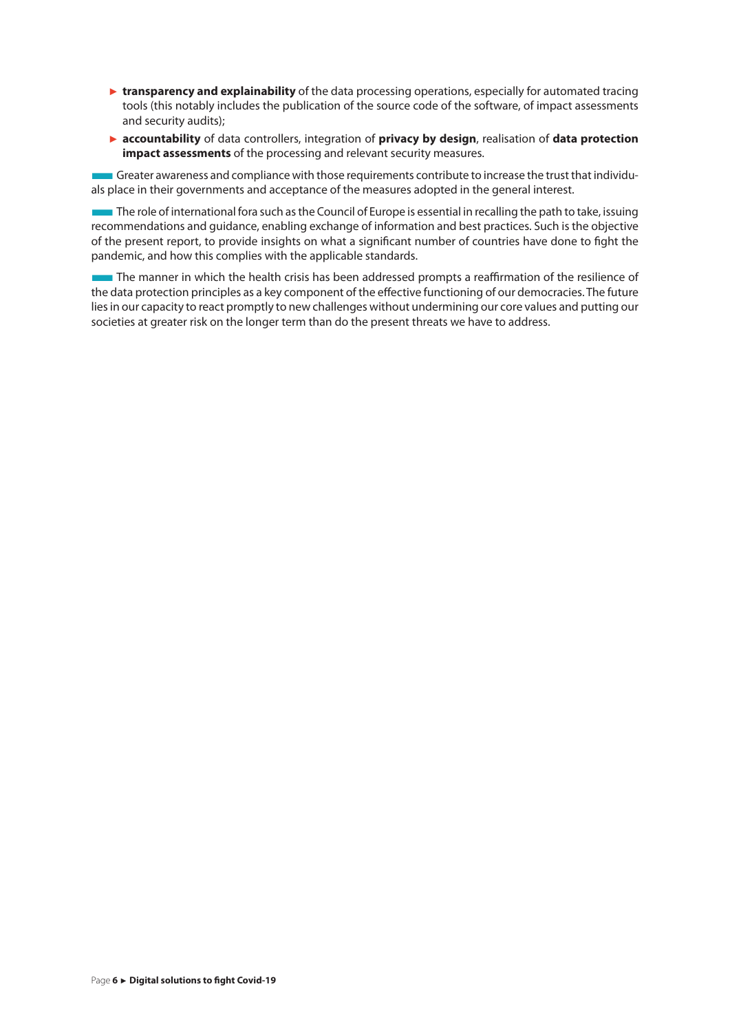- **transparency and explainability** of the data processing operations, especially for automated tracing tools (this notably includes the publication of the source code of the software, of impact assessments and security audits);
- **accountability** of data controllers, integration of **privacy by design**, realisation of **data protection impact assessments** of the processing and relevant security measures.

Greater awareness and compliance with those requirements contribute to increase the trust that individuals place in their governments and acceptance of the measures adopted in the general interest.

The role of international fora such as the Council of Europe is essential in recalling the path to take, issuing recommendations and guidance, enabling exchange of information and best practices. Such is the objective of the present report, to provide insights on what a significant number of countries have done to fight the pandemic, and how this complies with the applicable standards.

The manner in which the health crisis has been addressed prompts a reaffirmation of the resilience of the data protection principles as a key component of the effective functioning of our democracies. The future lies in our capacity to react promptly to new challenges without undermining our core values and putting our societies at greater risk on the longer term than do the present threats we have to address.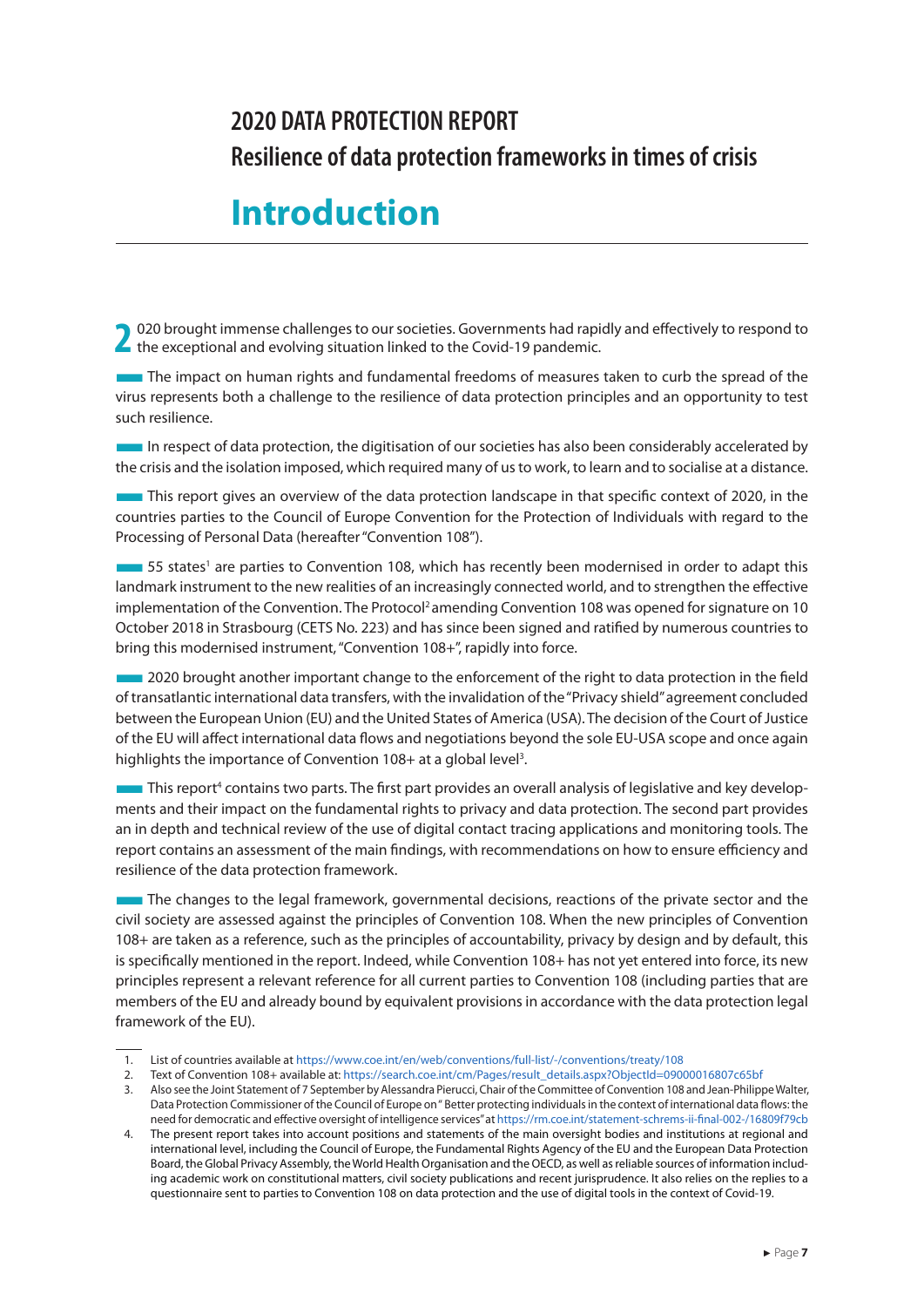## 2020 DATA PROTECTION REPORT

## Resilience of data protection frameworks in times of crisis

# Introduction

2020 brought immense challenges to our societies. Governments had rapidly and effectively to respond to the exceptional and evolving situation linked to the Covid-19 pandemic.

The impact on human rights and fundamental freedoms of measures taken to curb the spread of the virus represents both a challenge to the resilience of data protection principles and an opportunity to test such resilience.

In respect of data protection, the digitisation of our societies has also been considerably accelerated by the crisis and the isolation imposed, which required many of us to work, to learn and to socialise at a distance.

This report gives an overview of the data protection landscape in that specific context of 2020, in the countries parties to the Council of Europe Convention for the Protection of Individuals with regard to the Processing of Personal Data (hereafter "Convention 108").

55 states[1] are parties to Convention 108, which has recently been modernised in order to adapt this landmark instrument to the new realities of an increasingly connected world, and to strengthen the effective implementation of the Convention. The Protocol[2] amending Convention 108 was opened for signature on 10 October 2018 in Strasbourg (CETS No. 223) and has since been signed and ratified by numerous countries to bring this modernised instrument, "Convention 108+", rapidly into force.

2020 brought another important change to the enforcement of the right to data protection in the field of transatlantic international data transfers, with the invalidation of the "Privacy shield" agreement concluded between the European Union (EU) and the United States of America (USA). The decision of the Court of Justice of the EU will affect international data flows and negotiations beyond the sole EU-USA scope and once again highlights the importance of Convention 108+ at a global level[3].

This report[4] contains two parts. The first part provides an overall analysis of legislative and key developments and their impact on the fundamental rights to privacy and data protection. The second part provides an in depth and technical review of the use of digital contact tracing applications and monitoring tools. The report contains an assessment of the main findings, with recommendations on how to ensure efficiency and resilience of the data protection framework.

The changes to the legal framework, governmental decisions, reactions of the private sector and the civil society are assessed against the principles of Convention 108. When the new principles of Convention 108+ are taken as a reference, such as the principles of accountability, privacy by design and by default, this is specifically mentioned in the report. Indeed, while Convention 108+ has not yet entered into force, its new principles represent a relevant reference for all current parties to Convention 108 (including parties that are members of the EU and already bound by equivalent provisions in accordance with the data protection legal framework of the EU).

---

1. List of countries available at https://www.coe.int/en/web/conventions/full-list/-/conventions/treaty/108
2. Text of Convention 108+ available at: https://search.coe.int/cm/Pages/result_details.aspx?ObjectId=09000016807c65bf
3. Also see the Joint Statement of 7 September by Alessandra Pierucci, Chair of the Committee of Convention 108 and Jean-Philippe Walter, Data Protection Commissioner of the Council of Europe on " Better protecting individuals in the context of international data flows: the need for democratic and effective oversight of intelligence services" at https://rm.coe.int/statement-schrems-ii-final-002-/16809f79cb
4. The present report takes into account positions and statements of the main oversight bodies and institutions at regional and international level, including the Council of Europe, the Fundamental Rights Agency of the EU and the European Data Protection Board, the Global Privacy Assembly, the World Health Organisation and the OECD, as well as reliable sources of information including academic work on constitutional matters, civil society publications and recent jurisprudence. It also relies on the replies to a questionnaire sent to parties to Convention 108 on data protection and the use of digital tools in the context of Covid-19.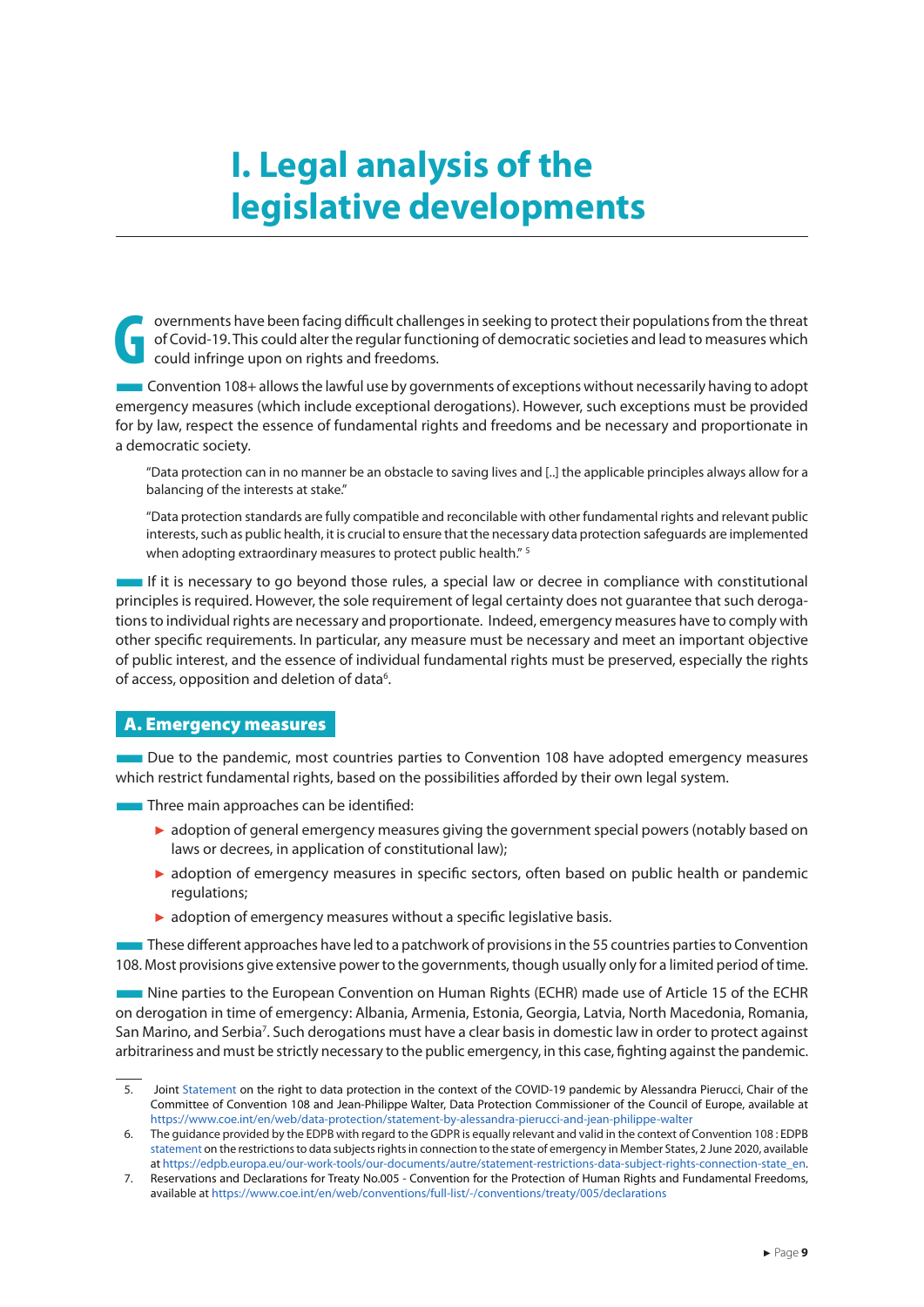# I. Legal analysis of the legislative developments

Governments have been facing difficult challenges in seeking to protect their populations from the threat of Covid-19. This could alter the regular functioning of democratic societies and lead to measures which could infringe upon on rights and freedoms.

Convention 108+ allows the lawful use by governments of exceptions without necessarily having to adopt emergency measures (which include exceptional derogations). However, such exceptions must be provided for by law, respect the essence of fundamental rights and freedoms and be necessary and proportionate in a democratic society.

> "Data protection can in no manner be an obstacle to saving lives and [..] the applicable principles always allow for a balancing of the interests at stake."
>
> "Data protection standards are fully compatible and reconcilable with other fundamental rights and relevant public interests, such as public health, it is crucial to ensure that the necessary data protection safeguards are implemented when adopting extraordinary measures to protect public health." [5]

If it is necessary to go beyond those rules, a special law or decree in compliance with constitutional principles is required. However, the sole requirement of legal certainty does not guarantee that such derogations to individual rights are necessary and proportionate. Indeed, emergency measures have to comply with other specific requirements. In particular, any measure must be necessary and meet an important objective of public interest, and the essence of individual fundamental rights must be preserved, especially the rights of access, opposition and deletion of data[6].

## A. Emergency measures

Due to the pandemic, most countries parties to Convention 108 have adopted emergency measures which restrict fundamental rights, based on the possibilities afforded by their own legal system.

Three main approaches can be identified:

- adoption of general emergency measures giving the government special powers (notably based on laws or decrees, in application of constitutional law);
- adoption of emergency measures in specific sectors, often based on public health or pandemic regulations;
- adoption of emergency measures without a specific legislative basis.

These different approaches have led to a patchwork of provisions in the 55 countries parties to Convention 108. Most provisions give extensive power to the governments, though usually only for a limited period of time.

Nine parties to the European Convention on Human Rights (ECHR) made use of Article 15 of the ECHR on derogation in time of emergency: Albania, Armenia, Estonia, Georgia, Latvia, North Macedonia, Romania, San Marino, and Serbia[7]. Such derogations must have a clear basis in domestic law in order to protect against arbitrariness and must be strictly necessary to the public emergency, in this case, fighting against the pandemic.

---

5. Joint Statement on the right to data protection in the context of the COVID-19 pandemic by Alessandra Pierucci, Chair of the Committee of Convention 108 and Jean-Philippe Walter, Data Protection Commissioner of the Council of Europe, available at https://www.coe.int/en/web/data-protection/statement-by-alessandra-pierucci-and-jean-philippe-walter
6. The guidance provided by the EDPB with regard to the GDPR is equally relevant and valid in the context of Convention 108 : EDPB statement on the restrictions to data subjects rights in connection to the state of emergency in Member States, 2 June 2020, available at https://edpb.europa.eu/our-work-tools/our-documents/autre/statement-restrictions-data-subject-rights-connection-state_en.
7. Reservations and Declarations for Treaty No.005 - Convention for the Protection of Human Rights and Fundamental Freedoms, available at https://www.coe.int/en/web/conventions/full-list/-/conventions/treaty/005/declarations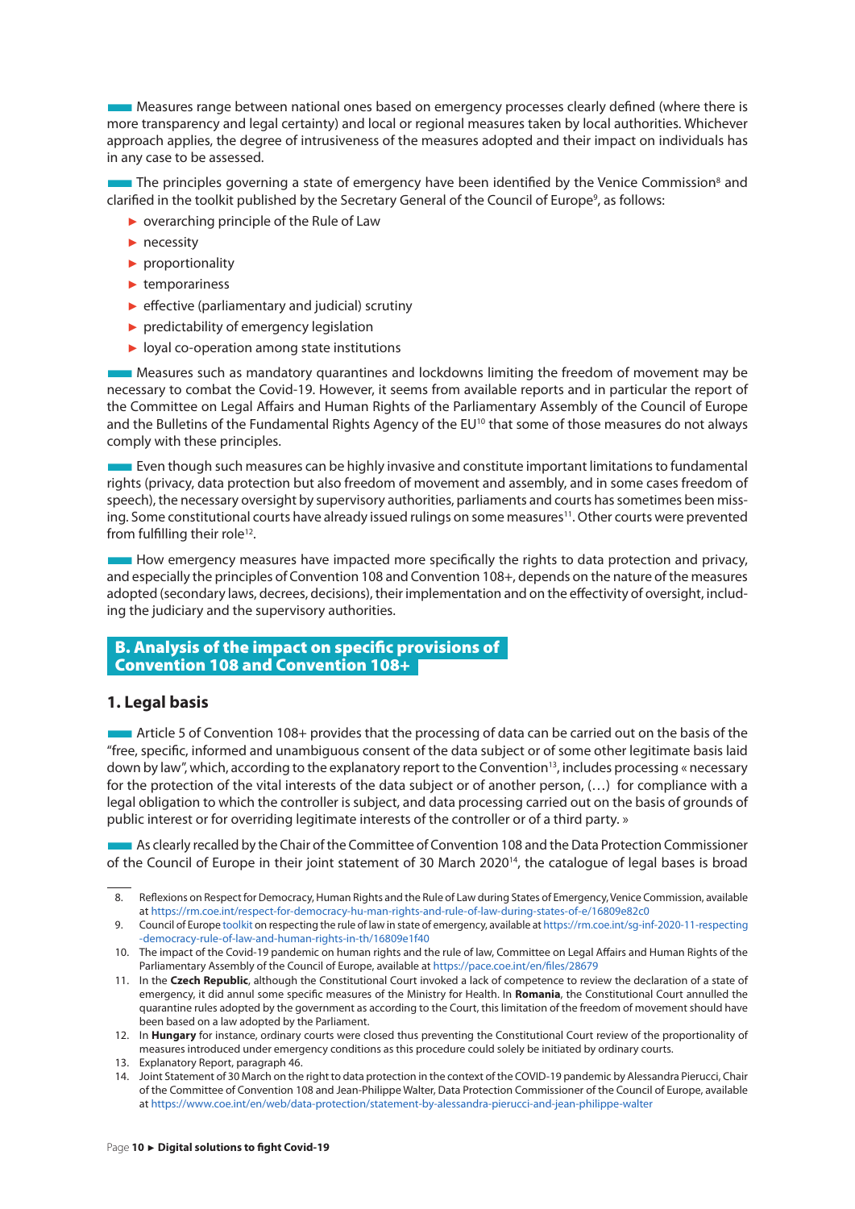Measures range between national ones based on emergency processes clearly defined (where there is more transparency and legal certainty) and local or regional measures taken by local authorities. Whichever approach applies, the degree of intrusiveness of the measures adopted and their impact on individuals has in any case to be assessed.

The principles governing a state of emergency have been identified by the Venice Commission[8] and clarified in the toolkit published by the Secretary General of the Council of Europe[9], as follows:

- overarching principle of the Rule of Law
- necessity
- proportionality
- temporariness
- effective (parliamentary and judicial) scrutiny
- predictability of emergency legislation
- loyal co-operation among state institutions

Measures such as mandatory quarantines and lockdowns limiting the freedom of movement may be necessary to combat the Covid-19. However, it seems from available reports and in particular the report of the Committee on Legal Affairs and Human Rights of the Parliamentary Assembly of the Council of Europe and the Bulletins of the Fundamental Rights Agency of the EU[10] that some of those measures do not always comply with these principles.

Even though such measures can be highly invasive and constitute important limitations to fundamental rights (privacy, data protection but also freedom of movement and assembly, and in some cases freedom of speech), the necessary oversight by supervisory authorities, parliaments and courts has sometimes been missing. Some constitutional courts have already issued rulings on some measures[11]. Other courts were prevented from fulfilling their role[12].

How emergency measures have impacted more specifically the rights to data protection and privacy, and especially the principles of Convention 108 and Convention 108+, depends on the nature of the measures adopted (secondary laws, decrees, decisions), their implementation and on the effectivity of oversight, including the judiciary and the supervisory authorities.

## B. Analysis of the impact on specific provisions of Convention 108 and Convention 108+

### 1. Legal basis

Article 5 of Convention 108+ provides that the processing of data can be carried out on the basis of the "free, specific, informed and unambiguous consent of the data subject or of some other legitimate basis laid down by law", which, according to the explanatory report to the Convention[13], includes processing « necessary for the protection of the vital interests of the data subject or of another person, (…) for compliance with a legal obligation to which the controller is subject, and data processing carried out on the basis of grounds of public interest or for overriding legitimate interests of the controller or of a third party. »

As clearly recalled by the Chair of the Committee of Convention 108 and the Data Protection Commissioner of the Council of Europe in their joint statement of 30 March 2020[14], the catalogue of legal bases is broad

---

8. Reflexions on Respect for Democracy, Human Rights and the Rule of Law during States of Emergency, Venice Commission, available at https://rm.coe.int/respect-for-democracy-hu-man-rights-and-rule-of-law-during-states-of-e/16809e82c0
9. Council of Europe toolkit on respecting the rule of law in state of emergency, available at https://rm.coe.int/sg-inf-2020-11-respecting-democracy-rule-of-law-and-human-rights-in-th/16809e1f40
10. The impact of the Covid-19 pandemic on human rights and the rule of law, Committee on Legal Affairs and Human Rights of the Parliamentary Assembly of the Council of Europe, available at https://pace.coe.int/en/files/28679
11. In the **Czech Republic**, although the Constitutional Court invoked a lack of competence to review the declaration of a state of emergency, it did annul some specific measures of the Ministry for Health. In **Romania**, the Constitutional Court annulled the quarantine rules adopted by the government as according to the Court, this limitation of the freedom of movement should have been based on a law adopted by the Parliament.
12. In **Hungary** for instance, ordinary courts were closed thus preventing the Constitutional Court review of the proportionality of measures introduced under emergency conditions as this procedure could solely be initiated by ordinary courts.
13. Explanatory Report, paragraph 46.
14. Joint Statement of 30 March on the right to data protection in the context of the COVID-19 pandemic by Alessandra Pierucci, Chair of the Committee of Convention 108 and Jean-Philippe Walter, Data Protection Commissioner of the Council of Europe, available at https://www.coe.int/en/web/data-protection/statement-by-alessandra-pierucci-and-jean-philippe-walter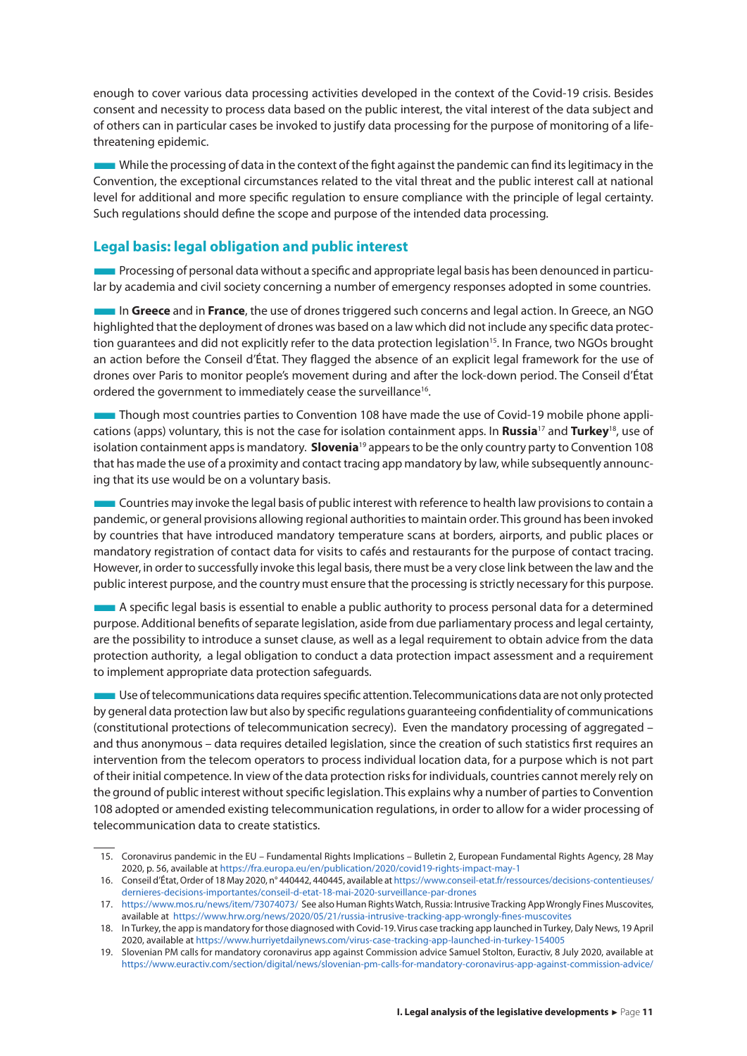enough to cover various data processing activities developed in the context of the Covid-19 crisis. Besides consent and necessity to process data based on the public interest, the vital interest of the data subject and of others can in particular cases be invoked to justify data processing for the purpose of monitoring of a life-threatening epidemic.

While the processing of data in the context of the fight against the pandemic can find its legitimacy in the Convention, the exceptional circumstances related to the vital threat and the public interest call at national level for additional and more specific regulation to ensure compliance with the principle of legal certainty. Such regulations should define the scope and purpose of the intended data processing.

## Legal basis: legal obligation and public interest

Processing of personal data without a specific and appropriate legal basis has been denounced in particular by academia and civil society concerning a number of emergency responses adopted in some countries.

In **Greece** and in **France**, the use of drones triggered such concerns and legal action. In Greece, an NGO highlighted that the deployment of drones was based on a law which did not include any specific data protection guarantees and did not explicitly refer to the data protection legislation[15]. In France, two NGOs brought an action before the Conseil d'État. They flagged the absence of an explicit legal framework for the use of drones over Paris to monitor people's movement during and after the lock-down period. The Conseil d'État ordered the government to immediately cease the surveillance[16].

Though most countries parties to Convention 108 have made the use of Covid-19 mobile phone applications (apps) voluntary, this is not the case for isolation containment apps. In **Russia**[17] and **Turkey**[18], use of isolation containment apps is mandatory. **Slovenia**[19] appears to be the only country party to Convention 108 that has made the use of a proximity and contact tracing app mandatory by law, while subsequently announcing that its use would be on a voluntary basis.

Countries may invoke the legal basis of public interest with reference to health law provisions to contain a pandemic, or general provisions allowing regional authorities to maintain order. This ground has been invoked by countries that have introduced mandatory temperature scans at borders, airports, and public places or mandatory registration of contact data for visits to cafés and restaurants for the purpose of contact tracing. However, in order to successfully invoke this legal basis, there must be a very close link between the law and the public interest purpose, and the country must ensure that the processing is strictly necessary for this purpose.

A specific legal basis is essential to enable a public authority to process personal data for a determined purpose. Additional benefits of separate legislation, aside from due parliamentary process and legal certainty, are the possibility to introduce a sunset clause, as well as a legal requirement to obtain advice from the data protection authority, a legal obligation to conduct a data protection impact assessment and a requirement to implement appropriate data protection safeguards.

Use of telecommunications data requires specific attention. Telecommunications data are not only protected by general data protection law but also by specific regulations guaranteeing confidentiality of communications (constitutional protections of telecommunication secrecy). Even the mandatory processing of aggregated – and thus anonymous – data requires detailed legislation, since the creation of such statistics first requires an intervention from the telecom operators to process individual location data, for a purpose which is not part of their initial competence. In view of the data protection risks for individuals, countries cannot merely rely on the ground of public interest without specific legislation. This explains why a number of parties to Convention 108 adopted or amended existing telecommunication regulations, in order to allow for a wider processing of telecommunication data to create statistics.

---

15. Coronavirus pandemic in the EU – Fundamental Rights Implications – Bulletin 2, European Fundamental Rights Agency, 28 May 2020, p. 56, available at https://fra.europa.eu/en/publication/2020/covid19-rights-impact-may-1
16. Conseil d'État, Order of 18 May 2020, n° 440442, 440445, available at https://www.conseil-etat.fr/ressources/decisions-contentieuses/dernieres-decisions-importantes/conseil-d-etat-18-mai-2020-surveillance-par-drones
17. https://www.mos.ru/news/item/73074073/ See also Human Rights Watch, Russia: Intrusive Tracking App Wrongly Fines Muscovites, available at https://www.hrw.org/news/2020/05/21/russia-intrusive-tracking-app-wrongly-fines-muscovites
18. In Turkey, the app is mandatory for those diagnosed with Covid-19. Virus case tracking app launched in Turkey, Daly News, 19 April 2020, available at https://www.hurriyetdailynews.com/virus-case-tracking-app-launched-in-turkey-154005
19. Slovenian PM calls for mandatory coronavirus app against Commission advice Samuel Stolton, Euractiv, 8 July 2020, available at https://www.euractiv.com/section/digital/news/slovenian-pm-calls-for-mandatory-coronavirus-app-against-commission-advice/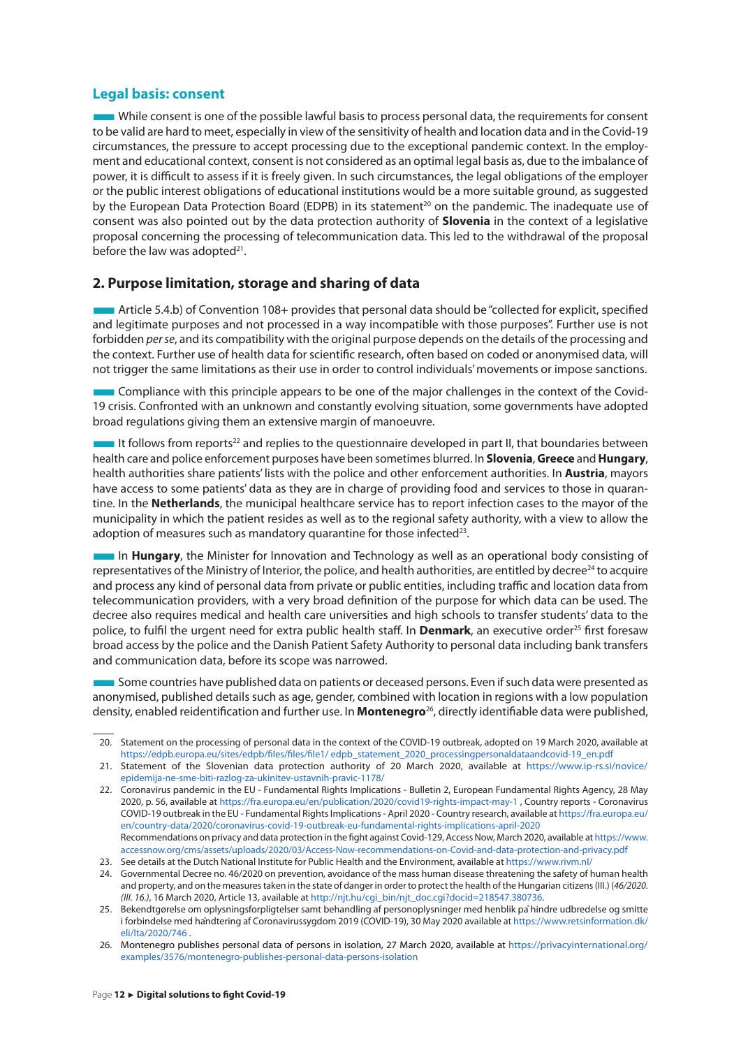### Legal basis: consent

While consent is one of the possible lawful basis to process personal data, the requirements for consent to be valid are hard to meet, especially in view of the sensitivity of health and location data and in the Covid-19 circumstances, the pressure to accept processing due to the exceptional pandemic context. In the employment and educational context, consent is not considered as an optimal legal basis as, due to the imbalance of power, it is difficult to assess if it is freely given. In such circumstances, the legal obligations of the employer or the public interest obligations of educational institutions would be a more suitable ground, as suggested by the European Data Protection Board (EDPB) in its statement[20] on the pandemic. The inadequate use of consent was also pointed out by the data protection authority of **Slovenia** in the context of a legislative proposal concerning the processing of telecommunication data. This led to the withdrawal of the proposal before the law was adopted[21].

## 2. Purpose limitation, storage and sharing of data

Article 5.4.b) of Convention 108+ provides that personal data should be "collected for explicit, specified and legitimate purposes and not processed in a way incompatible with those purposes". Further use is not forbidden *per se*, and its compatibility with the original purpose depends on the details of the processing and the context. Further use of health data for scientific research, often based on coded or anonymised data, will not trigger the same limitations as their use in order to control individuals' movements or impose sanctions.

Compliance with this principle appears to be one of the major challenges in the context of the Covid-19 crisis. Confronted with an unknown and constantly evolving situation, some governments have adopted broad regulations giving them an extensive margin of manoeuvre.

It follows from reports[22] and replies to the questionnaire developed in part II, that boundaries between health care and police enforcement purposes have been sometimes blurred. In **Slovenia**, **Greece** and **Hungary**, health authorities share patients' lists with the police and other enforcement authorities. In **Austria**, mayors have access to some patients' data as they are in charge of providing food and services to those in quarantine. In the **Netherlands**, the municipal healthcare service has to report infection cases to the mayor of the municipality in which the patient resides as well as to the regional safety authority, with a view to allow the adoption of measures such as mandatory quarantine for those infected[23].

In **Hungary**, the Minister for Innovation and Technology as well as an operational body consisting of representatives of the Ministry of Interior, the police, and health authorities, are entitled by decree[24] to acquire and process any kind of personal data from private or public entities, including traffic and location data from telecommunication providers, with a very broad definition of the purpose for which data can be used. The decree also requires medical and health care universities and high schools to transfer students' data to the police, to fulfil the urgent need for extra public health staff. In **Denmark**, an executive order[25] first foresaw broad access by the police and the Danish Patient Safety Authority to personal data including bank transfers and communication data, before its scope was narrowed.

Some countries have published data on patients or deceased persons. Even if such data were presented as anonymised, published details such as age, gender, combined with location in regions with a low population density, enabled reidentification and further use. In **Montenegro**[26], directly identifiable data were published,

---

20. Statement on the processing of personal data in the context of the COVID-19 outbreak, adopted on 19 March 2020, available at https://edpb.europa.eu/sites/edpb/files/files/file1/ edpb_statement_2020_processingpersonaldataandcovid-19_en.pdf
21. Statement of the Slovenian data protection authority of 20 March 2020, available at https://www.ip-rs.si/novice/epidemija-ne-sme-biti-razlog-za-ukinitev-ustavnih-pravic-1178/
22. Coronavirus pandemic in the EU - Fundamental Rights Implications - Bulletin 2, European Fundamental Rights Agency, 28 May 2020, p. 56, available at https://fra.europa.eu/en/publication/2020/covid19-rights-impact-may-1 , Country reports - Coronavirus COVID-19 outbreak in the EU - Fundamental Rights Implications - April 2020 - Country research, available at https://fra.europa.eu/en/country-data/2020/coronavirus-covid-19-outbreak-eu-fundamental-rights-implications-april-2020
Recommendations on privacy and data protection in the fight against Covid-129, Access Now, March 2020, available at https://www.accessnow.org/cms/assets/uploads/2020/03/Access-Now-recommendations-on-Covid-and-data-protection-and-privacy.pdf
23. See details at the Dutch National Institute for Public Health and the Environment, available at https://www.rivm.nl/
24. Governmental Decree no. 46/2020 on prevention, avoidance of the mass human disease threatening the safety of human health and property, and on the measures taken in the state of danger in order to protect the health of the Hungarian citizens (III.) (*46/2020. (III. 16.)*, 16 March 2020, Article 13, available at http://njt.hu/cgi_bin/njt_doc.cgi?docid=218547.380736.
25. Bekendtgørelse om oplysningsforpligtelser samt behandling af personoplysninger med henblik på hindre udbredelse og smitte i forbindelse med håndtering af Coronavirussygdom 2019 (COVID-19), 30 May 2020 available at https://www.retsinformation.dk/eli/lta/2020/746 .
26. Montenegro publishes personal data of persons in isolation, 27 March 2020, available at https://privacyinternational.org/examples/3576/montenegro-publishes-personal-data-persons-isolation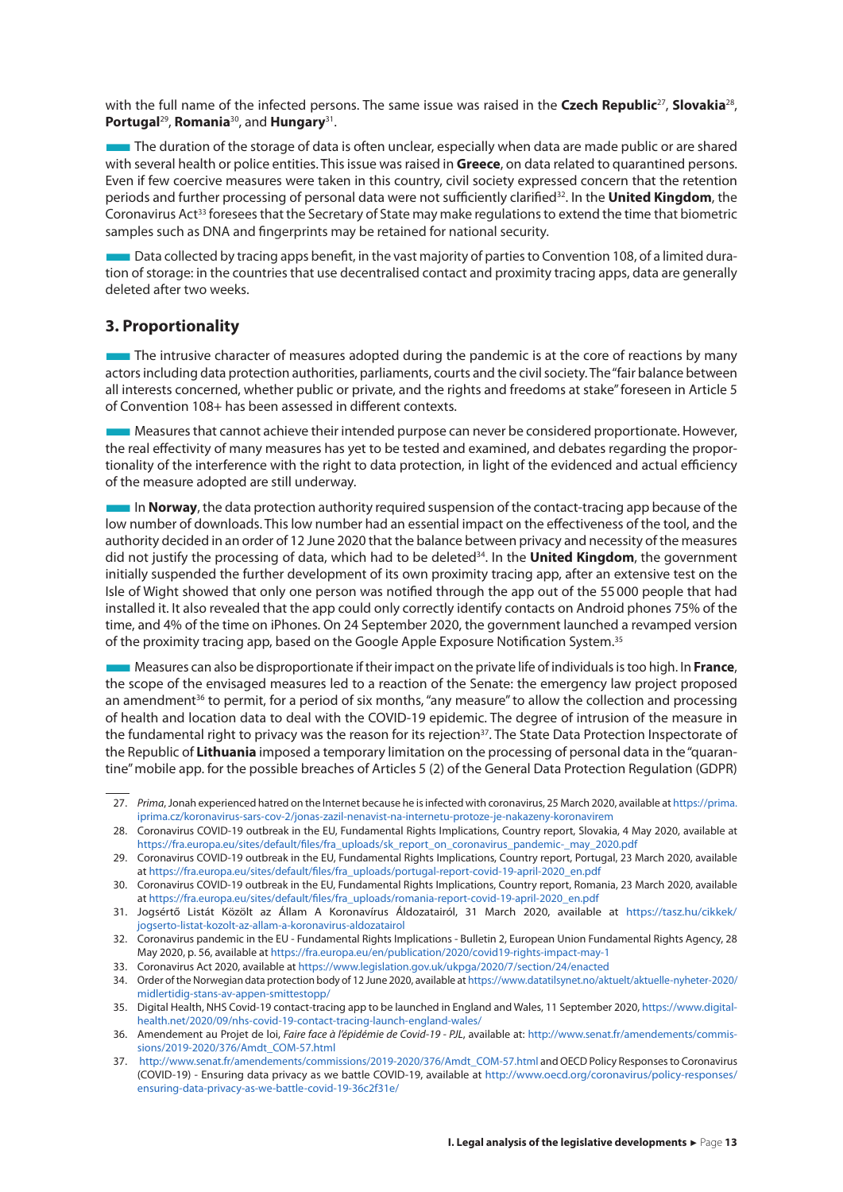with the full name of the infected persons. The same issue was raised in the **Czech Republic**[27], **Slovakia**[28], **Portugal**[29], **Romania**[30], and **Hungary**[31].

The duration of the storage of data is often unclear, especially when data are made public or are shared with several health or police entities. This issue was raised in **Greece**, on data related to quarantined persons. Even if few coercive measures were taken in this country, civil society expressed concern that the retention periods and further processing of personal data were not sufficiently clarified[32]. In the **United Kingdom**, the Coronavirus Act[33] foresees that the Secretary of State may make regulations to extend the time that biometric samples such as DNA and fingerprints may be retained for national security.

Data collected by tracing apps benefit, in the vast majority of parties to Convention 108, of a limited duration of storage: in the countries that use decentralised contact and proximity tracing apps, data are generally deleted after two weeks.

### 3. Proportionality

The intrusive character of measures adopted during the pandemic is at the core of reactions by many actors including data protection authorities, parliaments, courts and the civil society. The "fair balance between all interests concerned, whether public or private, and the rights and freedoms at stake" foreseen in Article 5 of Convention 108+ has been assessed in different contexts.

Measures that cannot achieve their intended purpose can never be considered proportionate. However, the real effectivity of many measures has yet to be tested and examined, and debates regarding the proportionality of the interference with the right to data protection, in light of the evidenced and actual efficiency of the measure adopted are still underway.

In **Norway**, the data protection authority required suspension of the contact-tracing app because of the low number of downloads. This low number had an essential impact on the effectiveness of the tool, and the authority decided in an order of 12 June 2020 that the balance between privacy and necessity of the measures did not justify the processing of data, which had to be deleted[34]. In the **United Kingdom**, the government initially suspended the further development of its own proximity tracing app, after an extensive test on the Isle of Wight showed that only one person was notified through the app out of the 55 000 people that had installed it. It also revealed that the app could only correctly identify contacts on Android phones 75% of the time, and 4% of the time on iPhones. On 24 September 2020, the government launched a revamped version of the proximity tracing app, based on the Google Apple Exposure Notification System.[35]

Measures can also be disproportionate if their impact on the private life of individuals is too high. In **France**, the scope of the envisaged measures led to a reaction of the Senate: the emergency law project proposed an amendment[36] to permit, for a period of six months, "any measure" to allow the collection and processing of health and location data to deal with the COVID-19 epidemic. The degree of intrusion of the measure in the fundamental right to privacy was the reason for its rejection[37]. The State Data Protection Inspectorate of the Republic of **Lithuania** imposed a temporary limitation on the processing of personal data in the "quarantine" mobile app. for the possible breaches of Articles 5 (2) of the General Data Protection Regulation (GDPR)

---

27. *Prima*, Jonah experienced hatred on the Internet because he is infected with coronavirus, 25 March 2020, available at https://prima.iprima.cz/koronavirus-sars-cov-2/jonas-zazil-nenavist-na-internetu-protoze-je-nakazeny-koronavirem
28. Coronavirus COVID-19 outbreak in the EU, Fundamental Rights Implications, Country report, Slovakia, 4 May 2020, available at https://fra.europa.eu/sites/default/files/fra_uploads/sk_report_on_coronavirus_pandemic-_may_2020.pdf
29. Coronavirus COVID-19 outbreak in the EU, Fundamental Rights Implications, Country report, Portugal, 23 March 2020, available at https://fra.europa.eu/sites/default/files/fra_uploads/portugal-report-covid-19-april-2020_en.pdf
30. Coronavirus COVID-19 outbreak in the EU, Fundamental Rights Implications, Country report, Romania, 23 March 2020, available at https://fra.europa.eu/sites/default/files/fra_uploads/romania-report-covid-19-april-2020_en.pdf
31. Jogsértő Listát Közölt az Állam A Koronavírus Áldozatairól, 31 March 2020, available at https://tasz.hu/cikkek/jogserto-listat-kozolt-az-allam-a-koronavirus-aldozatairol
32. Coronavirus pandemic in the EU - Fundamental Rights Implications - Bulletin 2, European Union Fundamental Rights Agency, 28 May 2020, p. 56, available at https://fra.europa.eu/en/publication/2020/covid19-rights-impact-may-1
33. Coronavirus Act 2020, available at https://www.legislation.gov.uk/ukpga/2020/7/section/24/enacted
34. Order of the Norwegian data protection body of 12 June 2020, available at https://www.datatilsynet.no/aktuelt/aktuelle-nyheter-2020/midlertidig-stans-av-appen-smittestopp/
35. Digital Health, NHS Covid-19 contact-tracing app to be launched in England and Wales, 11 September 2020, https://www.digitalhealth.net/2020/09/nhs-covid-19-contact-tracing-launch-england-wales/
36. Amendement au Projet de loi, *Faire face à l'épidémie de Covid-19 - PJL*, available at: http://www.senat.fr/amendements/commissions/2019-2020/376/Amdt_COM-57.html
37. http://www.senat.fr/amendements/commissions/2019-2020/376/Amdt_COM-57.html and OECD Policy Responses to Coronavirus (COVID-19) - Ensuring data privacy as we battle COVID-19, available at http://www.oecd.org/coronavirus/policy-responses/ensuring-data-privacy-as-we-battle-covid-19-36c2f31e/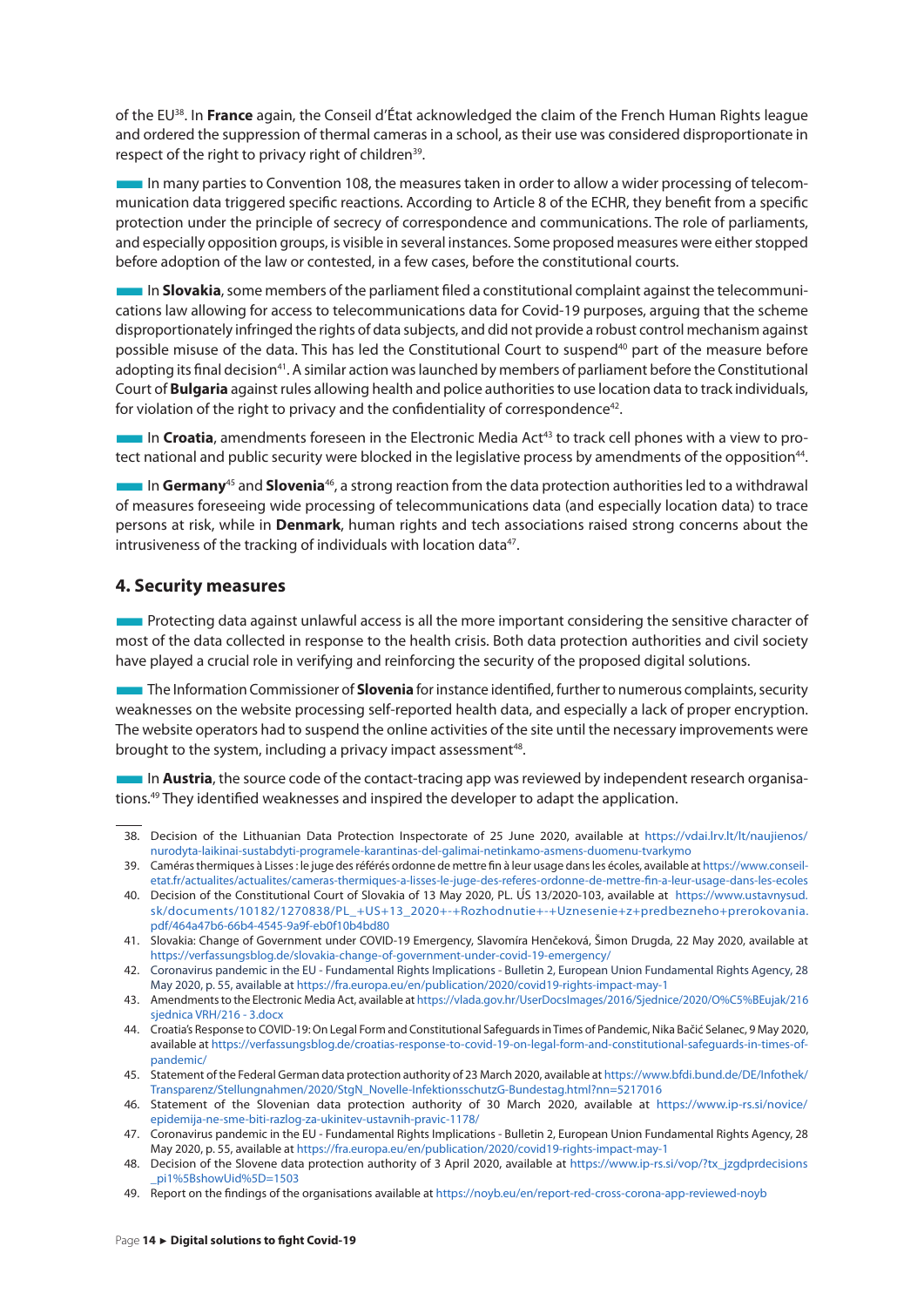of the EU[38]. In **France** again, the Conseil d'État acknowledged the claim of the French Human Rights league and ordered the suppression of thermal cameras in a school, as their use was considered disproportionate in respect of the right to privacy right of children[39].

In many parties to Convention 108, the measures taken in order to allow a wider processing of telecommunication data triggered specific reactions. According to Article 8 of the ECHR, they benefit from a specific protection under the principle of secrecy of correspondence and communications. The role of parliaments, and especially opposition groups, is visible in several instances. Some proposed measures were either stopped before adoption of the law or contested, in a few cases, before the constitutional courts.

In **Slovakia**, some members of the parliament filed a constitutional complaint against the telecommunications law allowing for access to telecommunications data for Covid-19 purposes, arguing that the scheme disproportionately infringed the rights of data subjects, and did not provide a robust control mechanism against possible misuse of the data. This has led the Constitutional Court to suspend[40] part of the measure before adopting its final decision[41]. A similar action was launched by members of parliament before the Constitutional Court of **Bulgaria** against rules allowing health and police authorities to use location data to track individuals, for violation of the right to privacy and the confidentiality of correspondence[42].

In **Croatia**, amendments foreseen in the Electronic Media Act[43] to track cell phones with a view to protect national and public security were blocked in the legislative process by amendments of the opposition[44].

In **Germany**[45] and **Slovenia**[46], a strong reaction from the data protection authorities led to a withdrawal of measures foreseeing wide processing of telecommunications data (and especially location data) to trace persons at risk, while in **Denmark**, human rights and tech associations raised strong concerns about the intrusiveness of the tracking of individuals with location data[47].

## 4. Security measures

Protecting data against unlawful access is all the more important considering the sensitive character of most of the data collected in response to the health crisis. Both data protection authorities and civil society have played a crucial role in verifying and reinforcing the security of the proposed digital solutions.

The Information Commissioner of **Slovenia** for instance identified, further to numerous complaints, security weaknesses on the website processing self-reported health data, and especially a lack of proper encryption. The website operators had to suspend the online activities of the site until the necessary improvements were brought to the system, including a privacy impact assessment[48].

In **Austria**, the source code of the contact-tracing app was reviewed by independent research organisations.[49] They identified weaknesses and inspired the developer to adapt the application.

---

38. Decision of the Lithuanian Data Protection Inspectorate of 25 June 2020, available at https://vdai.lrv.lt/lt/naujienos/nurodyta-laikinai-sustabdyti-programele-karantinas-del-galimai-netinkamo-asmens-duomenu-tvarkymo
39. Caméras thermiques à Lisses : le juge des référés ordonne de mettre fin à leur usage dans les écoles, available at https://www.conseil-etat.fr/actualites/actualites/cameras-thermiques-a-lisses-le-juge-des-referes-ordonne-de-mettre-fin-a-leur-usage-dans-les-ecoles
40. Decision of the Constitutional Court of Slovakia of 13 May 2020, PL. ÚS 13/2020-103, available at https://www.ustavnysud.sk/documents/10182/1270838/PL_+US+13_2020+-+Rozhodnutie+-+Uznesenie+z+predbezneho+prerokovania.pdf/464a47b6-66b4-4545-9a9f-eb0f10b4bd80
41. Slovakia: Change of Government under COVID-19 Emergency, Slavomíra Henčeková, Šimon Drugda, 22 May 2020, available at https://verfassungsblog.de/slovakia-change-of-government-under-covid-19-emergency/
42. Coronavirus pandemic in the EU - Fundamental Rights Implications - Bulletin 2, European Union Fundamental Rights Agency, 28 May 2020, p. 55, available at https://fra.europa.eu/en/publication/2020/covid19-rights-impact-may-1
43. Amendments to the Electronic Media Act, available at https://vlada.gov.hr/UserDocsImages/2016/Sjednice/2020/O%C5%BEujak/216 sjednica VRH/216 - 3.docx
44. Croatia's Response to COVID-19: On Legal Form and Constitutional Safeguards in Times of Pandemic, Nika Bačić Selanec, 9 May 2020, available at https://verfassungsblog.de/croatias-response-to-covid-19-on-legal-form-and-constitutional-safeguards-in-times-of-pandemic/
45. Statement of the Federal German data protection authority of 23 March 2020, available at https://www.bfdi.bund.de/DE/Infothek/Transparenz/Stellungnahmen/2020/StgN_Novelle-InfektionsschutzG-Bundestag.html?nn=5217016
46. Statement of the Slovenian data protection authority of 30 March 2020, available at https://www.ip-rs.si/novice/epidemija-ne-sme-biti-razlog-za-ukinitev-ustavnih-pravic-1178/
47. Coronavirus pandemic in the EU - Fundamental Rights Implications - Bulletin 2, European Union Fundamental Rights Agency, 28 May 2020, p. 55, available at https://fra.europa.eu/en/publication/2020/covid19-rights-impact-may-1
48. Decision of the Slovene data protection authority of 3 April 2020, available at https://www.ip-rs.si/vop/?tx_jzgdprdecisions_pi1%5BshowUid%5D=1503
49. Report on the findings of the organisations available at https://noyb.eu/en/report-red-cross-corona-app-reviewed-noyb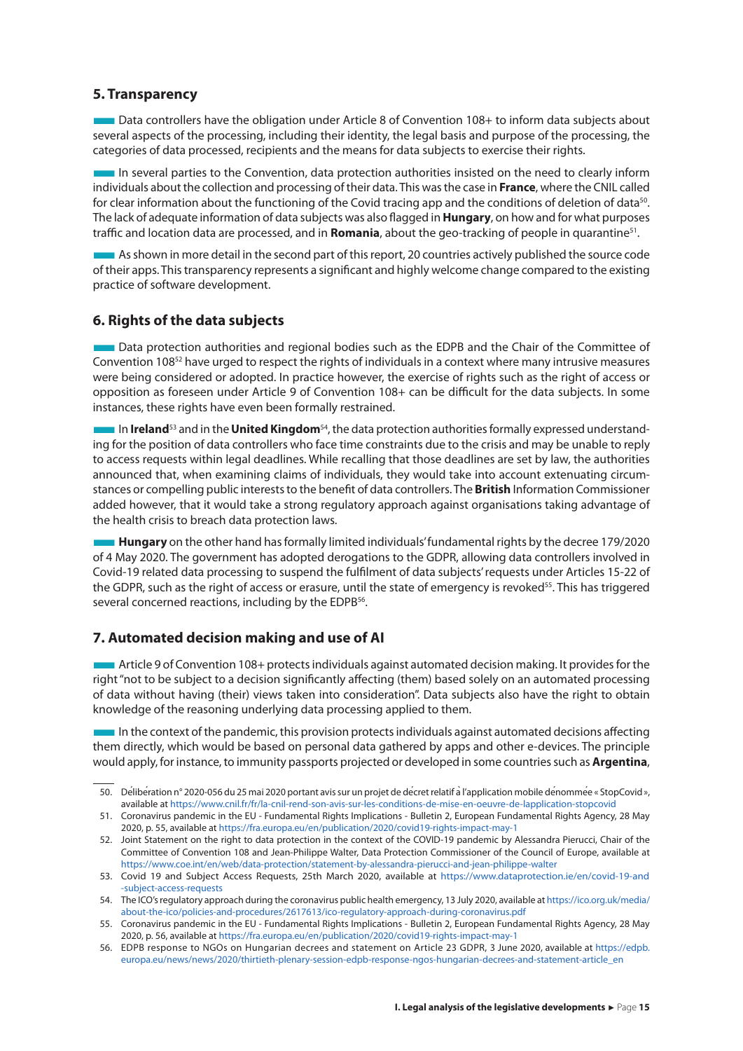## 5. Transparency

Data controllers have the obligation under Article 8 of Convention 108+ to inform data subjects about several aspects of the processing, including their identity, the legal basis and purpose of the processing, the categories of data processed, recipients and the means for data subjects to exercise their rights.

In several parties to the Convention, data protection authorities insisted on the need to clearly inform individuals about the collection and processing of their data. This was the case in **France**, where the CNIL called for clear information about the functioning of the Covid tracing app and the conditions of deletion of data[50]. The lack of adequate information of data subjects was also flagged in **Hungary**, on how and for what purposes traffic and location data are processed, and in **Romania**, about the geo-tracking of people in quarantine[51].

As shown in more detail in the second part of this report, 20 countries actively published the source code of their apps. This transparency represents a significant and highly welcome change compared to the existing practice of software development.

## 6. Rights of the data subjects

Data protection authorities and regional bodies such as the EDPB and the Chair of the Committee of Convention 108[52] have urged to respect the rights of individuals in a context where many intrusive measures were being considered or adopted. In practice however, the exercise of rights such as the right of access or opposition as foreseen under Article 9 of Convention 108+ can be difficult for the data subjects. In some instances, these rights have even been formally restrained.

In **Ireland**[53] and in the **United Kingdom**[54], the data protection authorities formally expressed understanding for the position of data controllers who face time constraints due to the crisis and may be unable to reply to access requests within legal deadlines. While recalling that those deadlines are set by law, the authorities announced that, when examining claims of individuals, they would take into account extenuating circumstances or compelling public interests to the benefit of data controllers. The **British** Information Commissioner added however, that it would take a strong regulatory approach against organisations taking advantage of the health crisis to breach data protection laws.

**Hungary** on the other hand has formally limited individuals' fundamental rights by the decree 179/2020 of 4 May 2020. The government has adopted derogations to the GDPR, allowing data controllers involved in Covid-19 related data processing to suspend the fulfilment of data subjects' requests under Articles 15-22 of the GDPR, such as the right of access or erasure, until the state of emergency is revoked[55]. This has triggered several concerned reactions, including by the EDPB[56].

## 7. Automated decision making and use of AI

Article 9 of Convention 108+ protects individuals against automated decision making. It provides for the right "not to be subject to a decision significantly affecting (them) based solely on an automated processing of data without having (their) views taken into consideration". Data subjects also have the right to obtain knowledge of the reasoning underlying data processing applied to them.

In the context of the pandemic, this provision protects individuals against automated decisions affecting them directly, which would be based on personal data gathered by apps and other e-devices. The principle would apply, for instance, to immunity passports projected or developed in some countries such as **Argentina**,

---

50. Délibération n° 2020-056 du 25 mai 2020 portant avis sur un projet de décret relatif à l'application mobile dénommée « StopCovid », available at https://www.cnil.fr/fr/la-cnil-rend-son-avis-sur-les-conditions-de-mise-en-oeuvre-de-lapplication-stopcovid
51. Coronavirus pandemic in the EU - Fundamental Rights Implications - Bulletin 2, European Fundamental Rights Agency, 28 May 2020, p. 55, available at https://fra.europa.eu/en/publication/2020/covid19-rights-impact-may-1
52. Joint Statement on the right to data protection in the context of the COVID-19 pandemic by Alessandra Pierucci, Chair of the Committee of Convention 108 and Jean-Philippe Walter, Data Protection Commissioner of the Council of Europe, available at https://www.coe.int/en/web/data-protection/statement-by-alessandra-pierucci-and-jean-philippe-walter
53. Covid 19 and Subject Access Requests, 25th March 2020, available at https://www.dataprotection.ie/en/covid-19-and-subject-access-requests
54. The ICO's regulatory approach during the coronavirus public health emergency, 13 July 2020, available at https://ico.org.uk/media/about-the-ico/policies-and-procedures/2617613/ico-regulatory-approach-during-coronavirus.pdf
55. Coronavirus pandemic in the EU - Fundamental Rights Implications - Bulletin 2, European Fundamental Rights Agency, 28 May 2020, p. 56, available at https://fra.europa.eu/en/publication/2020/covid19-rights-impact-may-1
56. EDPB response to NGOs on Hungarian decrees and statement on Article 23 GDPR, 3 June 2020, available at https://edpb.europa.eu/news/news/2020/thirtieth-plenary-session-edpb-response-ngos-hungarian-decrees-and-statement-article_en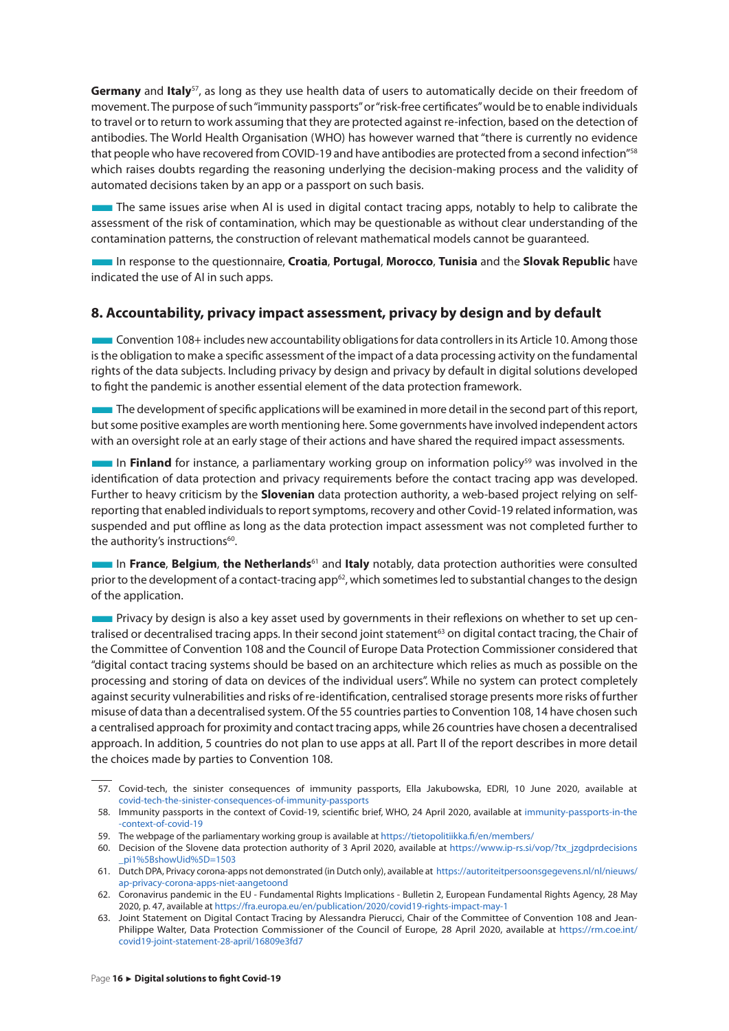**Germany** and **Italy**[57], as long as they use health data of users to automatically decide on their freedom of movement. The purpose of such "immunity passports" or "risk-free certificates" would be to enable individuals to travel or to return to work assuming that they are protected against re-infection, based on the detection of antibodies. The World Health Organisation (WHO) has however warned that "there is currently no evidence that people who have recovered from COVID-19 and have antibodies are protected from a second infection"[58] which raises doubts regarding the reasoning underlying the decision-making process and the validity of automated decisions taken by an app or a passport on such basis.

The same issues arise when AI is used in digital contact tracing apps, notably to help to calibrate the assessment of the risk of contamination, which may be questionable as without clear understanding of the contamination patterns, the construction of relevant mathematical models cannot be guaranteed.

In response to the questionnaire, **Croatia**, **Portugal**, **Morocco**, **Tunisia** and the **Slovak Republic** have indicated the use of AI in such apps.

## 8. Accountability, privacy impact assessment, privacy by design and by default

Convention 108+ includes new accountability obligations for data controllers in its Article 10. Among those is the obligation to make a specific assessment of the impact of a data processing activity on the fundamental rights of the data subjects. Including privacy by design and privacy by default in digital solutions developed to fight the pandemic is another essential element of the data protection framework.

The development of specific applications will be examined in more detail in the second part of this report, but some positive examples are worth mentioning here. Some governments have involved independent actors with an oversight role at an early stage of their actions and have shared the required impact assessments.

In **Finland** for instance, a parliamentary working group on information policy[59] was involved in the identification of data protection and privacy requirements before the contact tracing app was developed. Further to heavy criticism by the **Slovenian** data protection authority, a web-based project relying on self-reporting that enabled individuals to report symptoms, recovery and other Covid-19 related information, was suspended and put offline as long as the data protection impact assessment was not completed further to the authority's instructions[60].

In **France**, **Belgium**, **the Netherlands**[61] and **Italy** notably, data protection authorities were consulted prior to the development of a contact-tracing app[62], which sometimes led to substantial changes to the design of the application.

Privacy by design is also a key asset used by governments in their reflexions on whether to set up centralised or decentralised tracing apps. In their second joint statement[63] on digital contact tracing, the Chair of the Committee of Convention 108 and the Council of Europe Data Protection Commissioner considered that "digital contact tracing systems should be based on an architecture which relies as much as possible on the processing and storing of data on devices of the individual users". While no system can protect completely against security vulnerabilities and risks of re-identification, centralised storage presents more risks of further misuse of data than a decentralised system. Of the 55 countries parties to Convention 108, 14 have chosen such a centralised approach for proximity and contact tracing apps, while 26 countries have chosen a decentralised approach. In addition, 5 countries do not plan to use apps at all. Part II of the report describes in more detail the choices made by parties to Convention 108.

---

57. Covid-tech, the sinister consequences of immunity passports, Ella Jakubowska, EDRI, 10 June 2020, available at covid-tech-the-sinister-consequences-of-immunity-passports
58. Immunity passports in the context of Covid-19, scientific brief, WHO, 24 April 2020, available at immunity-passports-in-the-context-of-covid-19
59. The webpage of the parliamentary working group is available at https://tietopolitiikka.fi/en/members/
60. Decision of the Slovene data protection authority of 3 April 2020, available at https://www.ip-rs.si/vop/?tx_jzgdprdecisions_pi1%5BshowUid%5D=1503
61. Dutch DPA, Privacy corona-apps not demonstrated (in Dutch only), available at https://autoriteitpersoonsgegevens.nl/nl/nieuws/ap-privacy-corona-apps-niet-aangetoond
62. Coronavirus pandemic in the EU - Fundamental Rights Implications - Bulletin 2, European Fundamental Rights Agency, 28 May 2020, p. 47, available at https://fra.europa.eu/en/publication/2020/covid19-rights-impact-may-1
63. Joint Statement on Digital Contact Tracing by Alessandra Pierucci, Chair of the Committee of Convention 108 and Jean-Philippe Walter, Data Protection Commissioner of the Council of Europe, 28 April 2020, available at https://rm.coe.int/covid19-joint-statement-28-april/16809e3fd7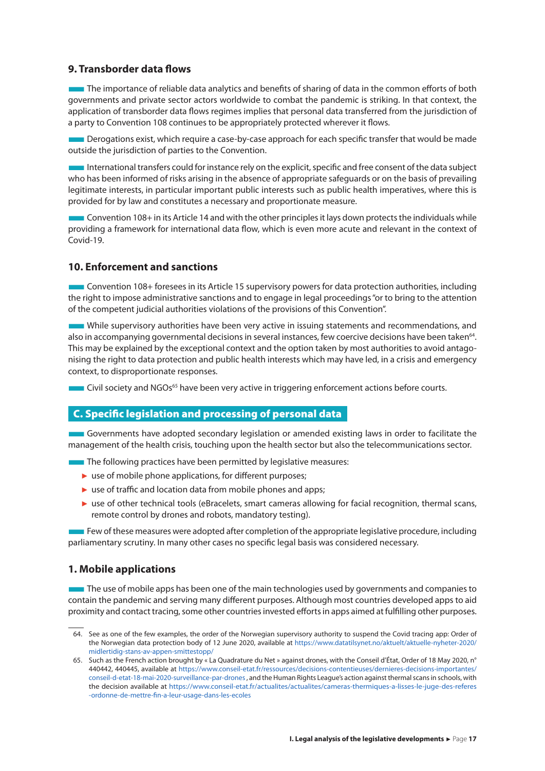### 9. Transborder data flows

The importance of reliable data analytics and benefits of sharing of data in the common efforts of both governments and private sector actors worldwide to combat the pandemic is striking. In that context, the application of transborder data flows regimes implies that personal data transferred from the jurisdiction of a party to Convention 108 continues to be appropriately protected wherever it flows.

Derogations exist, which require a case-by-case approach for each specific transfer that would be made outside the jurisdiction of parties to the Convention.

International transfers could for instance rely on the explicit, specific and free consent of the data subject who has been informed of risks arising in the absence of appropriate safeguards or on the basis of prevailing legitimate interests, in particular important public interests such as public health imperatives, where this is provided for by law and constitutes a necessary and proportionate measure.

Convention 108+ in its Article 14 and with the other principles it lays down protects the individuals while providing a framework for international data flow, which is even more acute and relevant in the context of Covid-19.

### 10. Enforcement and sanctions

Convention 108+ foresees in its Article 15 supervisory powers for data protection authorities, including the right to impose administrative sanctions and to engage in legal proceedings "or to bring to the attention of the competent judicial authorities violations of the provisions of this Convention".

While supervisory authorities have been very active in issuing statements and recommendations, and also in accompanying governmental decisions in several instances, few coercive decisions have been taken[64]. This may be explained by the exceptional context and the option taken by most authorities to avoid antagonising the right to data protection and public health interests which may have led, in a crisis and emergency context, to disproportionate responses.

Civil society and NGOs[65] have been very active in triggering enforcement actions before courts.

## C. Specific legislation and processing of personal data

Governments have adopted secondary legislation or amended existing laws in order to facilitate the management of the health crisis, touching upon the health sector but also the telecommunications sector.

The following practices have been permitted by legislative measures:

- use of mobile phone applications, for different purposes;
- use of traffic and location data from mobile phones and apps;
- use of other technical tools (eBracelets, smart cameras allowing for facial recognition, thermal scans, remote control by drones and robots, mandatory testing).

Few of these measures were adopted after completion of the appropriate legislative procedure, including parliamentary scrutiny. In many other cases no specific legal basis was considered necessary.

### 1. Mobile applications

The use of mobile apps has been one of the main technologies used by governments and companies to contain the pandemic and serving many different purposes. Although most countries developed apps to aid proximity and contact tracing, some other countries invested efforts in apps aimed at fulfilling other purposes.

---

64. See as one of the few examples, the order of the Norwegian supervisory authority to suspend the Covid tracing app: Order of the Norwegian data protection body of 12 June 2020, available at https://www.datatilsynet.no/aktuelt/aktuelle-nyheter-2020/midlertidig-stans-av-appen-smittestopp/

65. Such as the French action brought by « La Quadrature du Net » against drones, with the Conseil d'État, Order of 18 May 2020, n° 440442, 440445, available at https://www.conseil-etat.fr/ressources/decisions-contentieuses/dernieres-decisions-importantes/conseil-d-etat-18-mai-2020-surveillance-par-drones , and the Human Rights League's action against thermal scans in schools, with the decision available at https://www.conseil-etat.fr/actualites/actualites/cameras-thermiques-a-lisses-le-juge-des-referes-ordonne-de-mettre-fin-a-leur-usage-dans-les-ecoles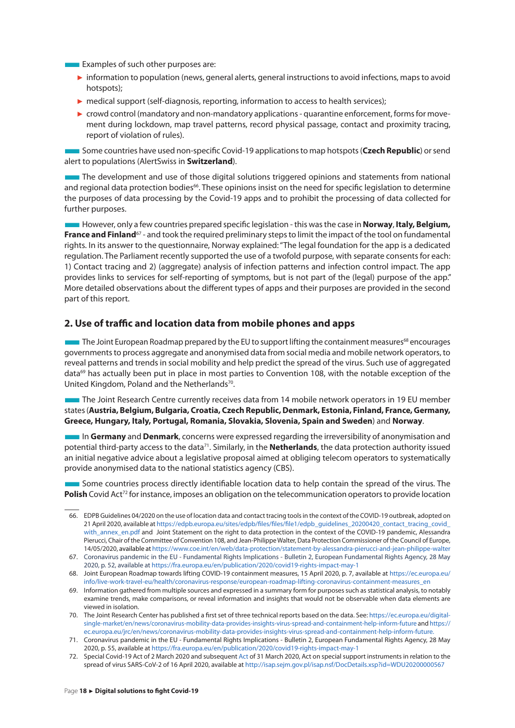Examples of such other purposes are:

- information to population (news, general alerts, general instructions to avoid infections, maps to avoid hotspots);
- medical support (self-diagnosis, reporting, information to access to health services);
- crowd control (mandatory and non-mandatory applications - quarantine enforcement, forms for movement during lockdown, map travel patterns, record physical passage, contact and proximity tracing, report of violation of rules).

Some countries have used non-specific Covid-19 applications to map hotspots (**Czech Republic**) or send alert to populations (AlertSwiss in **Switzerland**).

The development and use of those digital solutions triggered opinions and statements from national and regional data protection bodies[66]. These opinions insist on the need for specific legislation to determine the purposes of data processing by the Covid-19 apps and to prohibit the processing of data collected for further purposes.

However, only a few countries prepared specific legislation - this was the case in **Norway**, **Italy, Belgium, France and Finland**[67] - and took the required preliminary steps to limit the impact of the tool on fundamental rights. In its answer to the questionnaire, Norway explained: "The legal foundation for the app is a dedicated regulation. The Parliament recently supported the use of a twofold purpose, with separate consents for each: 1) Contact tracing and 2) (aggregate) analysis of infection patterns and infection control impact. The app provides links to services for self-reporting of symptoms, but is not part of the (legal) purpose of the app." More detailed observations about the different types of apps and their purposes are provided in the second part of this report.

## 2. Use of traffic and location data from mobile phones and apps

The Joint European Roadmap prepared by the EU to support lifting the containment measures[68] encourages governments to process aggregate and anonymised data from social media and mobile network operators, to reveal patterns and trends in social mobility and help predict the spread of the virus. Such use of aggregated data[69] has actually been put in place in most parties to Convention 108, with the notable exception of the United Kingdom, Poland and the Netherlands[70].

The Joint Research Centre currently receives data from 14 mobile network operators in 19 EU member states (**Austria, Belgium, Bulgaria, Croatia, Czech Republic, Denmark, Estonia, Finland, France, Germany, Greece, Hungary, Italy, Portugal, Romania, Slovakia, Slovenia, Spain and Sweden**) and **Norway**.

In **Germany** and **Denmark**, concerns were expressed regarding the irreversibility of anonymisation and potential third-party access to the data[71]. Similarly, in the **Netherlands**, the data protection authority issued an initial negative advice about a legislative proposal aimed at obliging telecom operators to systematically provide anonymised data to the national statistics agency (CBS).

Some countries process directly identifiable location data to help contain the spread of the virus. The **Polish** Covid Act[72] for instance, imposes an obligation on the telecommunication operators to provide location

---

66. EDPB Guidelines 04/2020 on the use of location data and contact tracing tools in the context of the COVID-19 outbreak, adopted on 21 April 2020, available at https://edpb.europa.eu/sites/edpb/files/files/file1/edpb_guidelines_20200420_contact_tracing_covid_with_annex_en.pdf and Joint Statement on the right to data protection in the context of the COVID-19 pandemic, Alessandra Pierucci, Chair of the Committee of Convention 108, and Jean-Philippe Walter, Data Protection Commissioner of the Council of Europe, 14/05/2020, available at https://www.coe.int/en/web/data-protection/statement-by-alessandra-pierucci-and-jean-philippe-walter
67. Coronavirus pandemic in the EU - Fundamental Rights Implications - Bulletin 2, European Fundamental Rights Agency, 28 May 2020, p. 52, available at https://fra.europa.eu/en/publication/2020/covid19-rights-impact-may-1
68. Joint European Roadmap towards lifting COVID-19 containment measures, 15 April 2020, p. 7, available at https://ec.europa.eu/info/live-work-travel-eu/health/coronavirus-response/european-roadmap-lifting-coronavirus-containment-measures_en
69. Information gathered from multiple sources and expressed in a summary form for purposes such as statistical analysis, to notably examine trends, make comparisons, or reveal information and insights that would not be observable when data elements are viewed in isolation.
70. The Joint Research Center has published a first set of three technical reports based on the data. See: https://ec.europa.eu/digital-single-market/en/news/coronavirus-mobility-data-provides-insights-virus-spread-and-containment-help-inform-future and https://ec.europa.eu/jrc/en/news/coronavirus-mobility-data-provides-insights-virus-spread-and-containment-help-inform-future.
71. Coronavirus pandemic in the EU - Fundamental Rights Implications - Bulletin 2, European Fundamental Rights Agency, 28 May 2020, p. 55, available at https://fra.europa.eu/en/publication/2020/covid19-rights-impact-may-1
72. Special Covid-19 Act of 2 March 2020 and subsequent Act of 31 March 2020, Act on special support instruments in relation to the spread of virus SARS-CoV-2 of 16 April 2020, available at http://isap.sejm.gov.pl/isap.nsf/DocDetails.xsp?id=WDU20200000567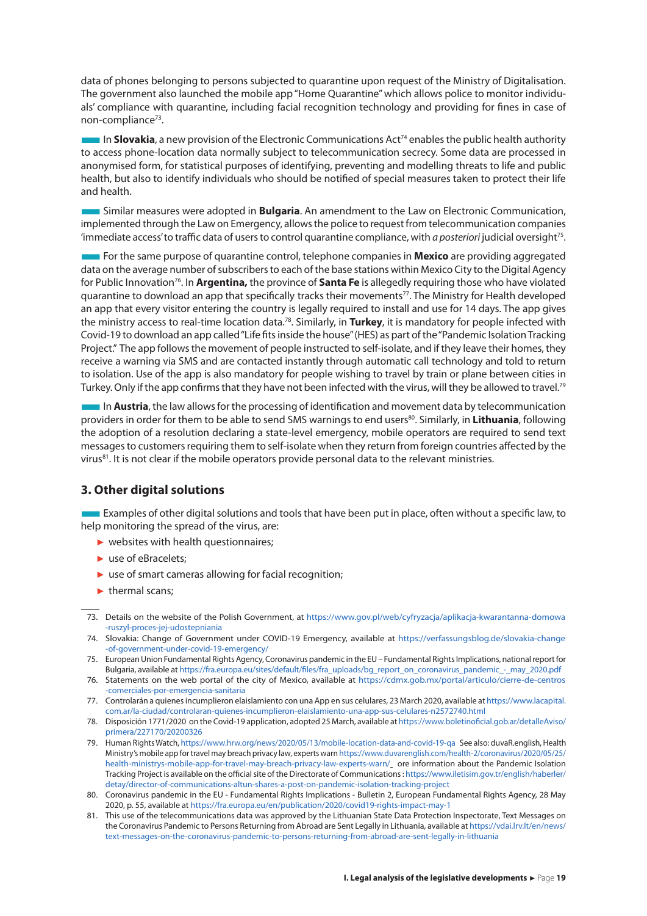data of phones belonging to persons subjected to quarantine upon request of the Ministry of Digitalisation. The government also launched the mobile app "Home Quarantine" which allows police to monitor individuals' compliance with quarantine, including facial recognition technology and providing for fines in case of non-compliance[73].

In **Slovakia**, a new provision of the Electronic Communications Act[74] enables the public health authority to access phone-location data normally subject to telecommunication secrecy. Some data are processed in anonymised form, for statistical purposes of identifying, preventing and modelling threats to life and public health, but also to identify individuals who should be notified of special measures taken to protect their life and health.

Similar measures were adopted in **Bulgaria**. An amendment to the Law on Electronic Communication, implemented through the Law on Emergency, allows the police to request from telecommunication companies 'immediate access' to traffic data of users to control quarantine compliance, with *a posteriori* judicial oversight[75].

For the same purpose of quarantine control, telephone companies in **Mexico** are providing aggregated data on the average number of subscribers to each of the base stations within Mexico City to the Digital Agency for Public Innovation[76]. In **Argentina,** the province of **Santa Fe** is allegedly requiring those who have violated quarantine to download an app that specifically tracks their movements[77]. The Ministry for Health developed an app that every visitor entering the country is legally required to install and use for 14 days. The app gives the ministry access to real-time location data.[78]. Similarly, in **Turkey**, it is mandatory for people infected with Covid-19 to download an app called "Life fits inside the house" (HES) as part of the "Pandemic Isolation Tracking Project." The app follows the movement of people instructed to self-isolate, and if they leave their homes, they receive a warning via SMS and are contacted instantly through automatic call technology and told to return to isolation. Use of the app is also mandatory for people wishing to travel by train or plane between cities in Turkey. Only if the app confirms that they have not been infected with the virus, will they be allowed to travel.[79]

In **Austria**, the law allows for the processing of identification and movement data by telecommunication providers in order for them to be able to send SMS warnings to end users[80]. Similarly, in **Lithuania**, following the adoption of a resolution declaring a state-level emergency, mobile operators are required to send text messages to customers requiring them to self-isolate when they return from foreign countries affected by the virus[81]. It is not clear if the mobile operators provide personal data to the relevant ministries.

## 3. Other digital solutions

Examples of other digital solutions and tools that have been put in place, often without a specific law, to help monitoring the spread of the virus, are:

- websites with health questionnaires;
- use of eBracelets;
- use of smart cameras allowing for facial recognition;
- thermal scans;

---

73. Details on the website of the Polish Government, at https://www.gov.pl/web/cyfryzacja/aplikacja-kwarantanna-domowa-ruszyl-proces-jej-udostepniania
74. Slovakia: Change of Government under COVID-19 Emergency, available at https://verfassungsblog.de/slovakia-change-of-government-under-covid-19-emergency/
75. European Union Fundamental Rights Agency, Coronavirus pandemic in the EU – Fundamental Rights Implications, national report for Bulgaria, available at https://fra.europa.eu/sites/default/files/fra_uploads/bg_report_on_coronavirus_pandemic_-_may_2020.pdf
76. Statements on the web portal of the city of Mexico, available at https://cdmx.gob.mx/portal/articulo/cierre-de-centros-comerciales-por-emergencia-sanitaria
77. Controlarán a quienes incumplieron elaislamiento con una App en sus celulares, 23 March 2020, available at https://www.lacapital.com.ar/la-ciudad/controlaran-quienes-incumplieron-elaislamiento-una-app-sus-celulares-n2572740.html
78. Disposición 1771/2020 on the Covid-19 application, adopted 25 March, available at https://www.boletinoficial.gob.ar/detalleAviso/primera/227170/20200326
79. Human Rights Watch, https://www.hrw.org/news/2020/05/13/mobile-location-data-and-covid-19-qa See also: duvaR.english, Health Ministry's mobile app for travel may breach privacy law, experts warn https://www.duvarenglish.com/health-2/coronavirus/2020/05/25/health-ministrys-mobile-app-for-travel-may-breach-privacy-law-experts-warn/ ore information about the Pandemic Isolation Tracking Project is available on the official site of the Directorate of Communications : https://www.iletisim.gov.tr/english/haberler/detay/director-of-communications-altun-shares-a-post-on-pandemic-isolation-tracking-project
80. Coronavirus pandemic in the EU - Fundamental Rights Implications - Bulletin 2, European Fundamental Rights Agency, 28 May 2020, p. 55, available at https://fra.europa.eu/en/publication/2020/covid19-rights-impact-may-1
81. This use of the telecommunications data was approved by the Lithuanian State Data Protection Inspectorate, Text Messages on the Coronavirus Pandemic to Persons Returning from Abroad are Sent Legally in Lithuania, available at https://vdai.lrv.lt/en/news/text-messages-on-the-coronavirus-pandemic-to-persons-returning-from-abroad-are-sent-legally-in-lithuania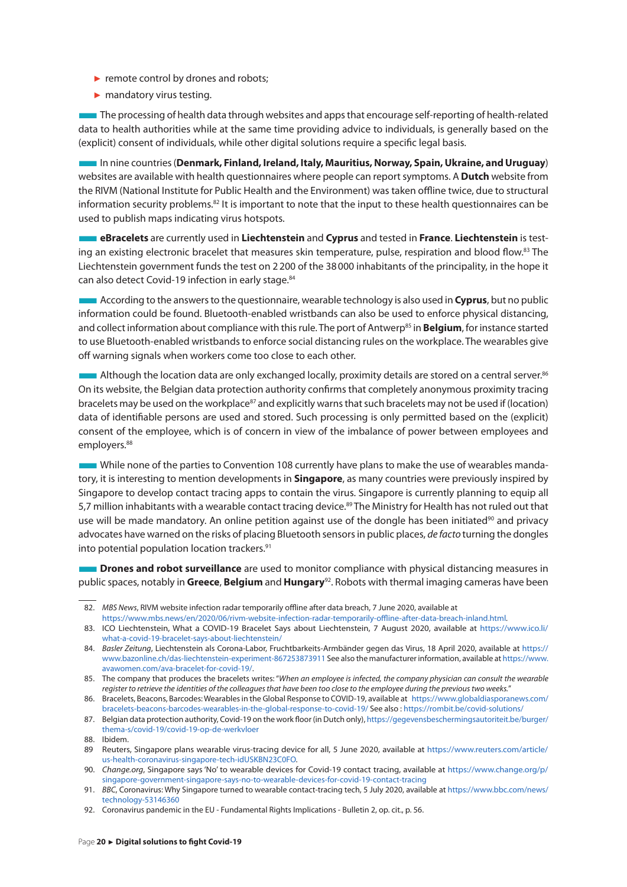- remote control by drones and robots;
- mandatory virus testing.

The processing of health data through websites and apps that encourage self-reporting of health-related data to health authorities while at the same time providing advice to individuals, is generally based on the (explicit) consent of individuals, while other digital solutions require a specific legal basis.

In nine countries (**Denmark, Finland, Ireland, Italy, Mauritius, Norway, Spain, Ukraine, and Uruguay**) websites are available with health questionnaires where people can report symptoms. A **Dutch** website from the RIVM (National Institute for Public Health and the Environment) was taken offline twice, due to structural information security problems.[82] It is important to note that the input to these health questionnaires can be used to publish maps indicating virus hotspots.

**eBracelets** are currently used in **Liechtenstein** and **Cyprus** and tested in **France**. **Liechtenstein** is testing an existing electronic bracelet that measures skin temperature, pulse, respiration and blood flow.[83] The Liechtenstein government funds the test on 2 200 of the 38 000 inhabitants of the principality, in the hope it can also detect Covid-19 infection in early stage.[84]

According to the answers to the questionnaire, wearable technology is also used in **Cyprus**, but no public information could be found. Bluetooth-enabled wristbands can also be used to enforce physical distancing, and collect information about compliance with this rule. The port of Antwerp[85] in **Belgium**, for instance started to use Bluetooth-enabled wristbands to enforce social distancing rules on the workplace. The wearables give off warning signals when workers come too close to each other.

Although the location data are only exchanged locally, proximity details are stored on a central server.[86] On its website, the Belgian data protection authority confirms that completely anonymous proximity tracing bracelets may be used on the workplace[87] and explicitly warns that such bracelets may not be used if (location) data of identifiable persons are used and stored. Such processing is only permitted based on the (explicit) consent of the employee, which is of concern in view of the imbalance of power between employees and employers.[88]

While none of the parties to Convention 108 currently have plans to make the use of wearables mandatory, it is interesting to mention developments in **Singapore**, as many countries were previously inspired by Singapore to develop contact tracing apps to contain the virus. Singapore is currently planning to equip all 5,7 million inhabitants with a wearable contact tracing device.[89] The Ministry for Health has not ruled out that use will be made mandatory. An online petition against use of the dongle has been initiated[90] and privacy advocates have warned on the risks of placing Bluetooth sensors in public places, *de facto* turning the dongles into potential population location trackers.[91]

**Drones and robot surveillance** are used to monitor compliance with physical distancing measures in public spaces, notably in **Greece**, **Belgium** and **Hungary**[92]. Robots with thermal imaging cameras have been

---

82. *MBS News*, RIVM website infection radar temporarily offline after data breach, 7 June 2020, available at https://www.mbs.news/en/2020/06/rivm-website-infection-radar-temporarily-offline-after-data-breach-inland.html.
83. ICO Liechtenstein, What a COVID-19 Bracelet Says about Liechtenstein, 7 August 2020, available at https://www.ico.li/what-a-covid-19-bracelet-says-about-liechtenstein/
84. *Basler Zeitung*, Liechtenstein als Corona-Labor, Fruchtbarkeits-Armbänder gegen das Virus, 18 April 2020, available at https://www.bazonline.ch/das-liechtenstein-experiment-867253873911 See also the manufacturer information, available at https://www.avawomen.com/ava-bracelet-for-covid-19/.
85. The company that produces the bracelets writes: "*When an employee is infected, the company physician can consult the wearable register to retrieve the identities of the colleagues that have been too close to the employee during the previous two weeks.*"
86. Bracelets, Beacons, Barcodes: Wearables in the Global Response to COVID-19, available at https://www.globaldiasporanews.com/bracelets-beacons-barcodes-wearables-in-the-global-response-to-covid-19/ See also : https://rombit.be/covid-solutions/
87. Belgian data protection authority, Covid-19 on the work floor (in Dutch only), https://gegevensbeschermingsautoriteit.be/burger/thema-s/covid-19/covid-19-op-de-werkvloer
88. Ibidem.
89. Reuters, Singapore plans wearable virus-tracing device for all, 5 June 2020, available at https://www.reuters.com/article/us-health-coronavirus-singapore-tech-idUSKBN23C0FO.
90. *Change.org*, Singapore says 'No' to wearable devices for Covid-19 contact tracing, available at https://www.change.org/p/singapore-government-singapore-says-no-to-wearable-devices-for-covid-19-contact-tracing
91. *BBC*, Coronavirus: Why Singapore turned to wearable contact-tracing tech, 5 July 2020, available at https://www.bbc.com/news/technology-53146360
92. Coronavirus pandemic in the EU - Fundamental Rights Implications - Bulletin 2, op. cit., p. 56.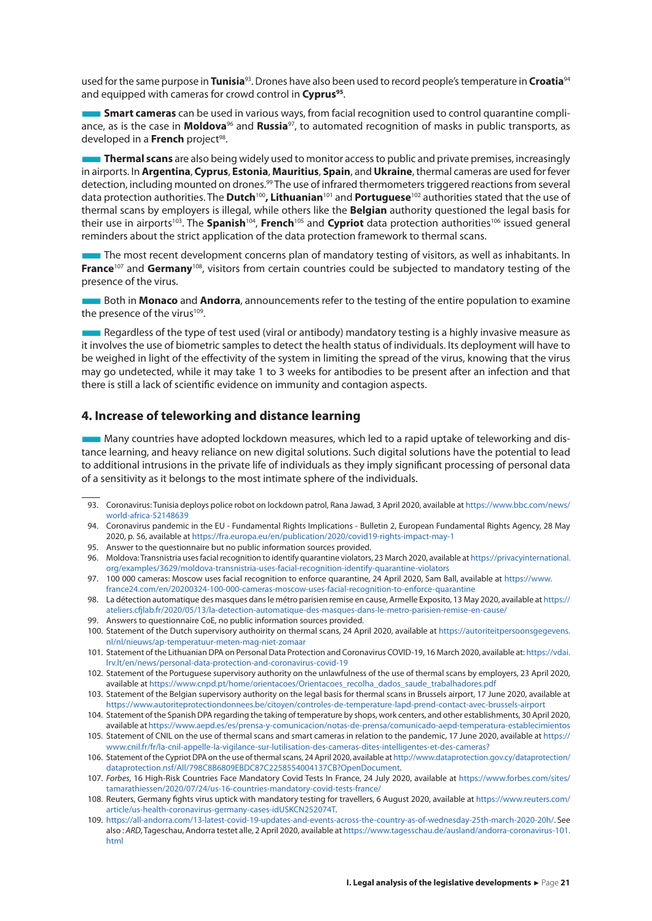used for the same purpose in **Tunisia**[93]. Drones have also been used to record people's temperature in **Croatia**[94] and equipped with cameras for crowd control in **Cyprus**[95].

**Smart cameras** can be used in various ways, from facial recognition used to control quarantine compliance, as is the case in **Moldova**[96] and **Russia**[97], to automated recognition of masks in public transports, as developed in a **French** project[98].

**Thermal scans** are also being widely used to monitor access to public and private premises, increasingly in airports. In **Argentina**, **Cyprus**, **Estonia**, **Mauritius**, **Spain**, and **Ukraine**, thermal cameras are used for fever detection, including mounted on drones.[99] The use of infrared thermometers triggered reactions from several data protection authorities. The **Dutch**[100]**, Lithuanian**[101] and **Portuguese**[102] authorities stated that the use of thermal scans by employers is illegal, while others like the **Belgian** authority questioned the legal basis for their use in airports[103]. The **Spanish**[104], **French**[105] and **Cypriot** data protection authorities[106] issued general reminders about the strict application of the data protection framework to thermal scans.

The most recent development concerns plan of mandatory testing of visitors, as well as inhabitants. In **France**[107] and **Germany**[108], visitors from certain countries could be subjected to mandatory testing of the presence of the virus.

Both in **Monaco** and **Andorra**, announcements refer to the testing of the entire population to examine the presence of the virus[109].

Regardless of the type of test used (viral or antibody) mandatory testing is a highly invasive measure as it involves the use of biometric samples to detect the health status of individuals. Its deployment will have to be weighed in light of the effectivity of the system in limiting the spread of the virus, knowing that the virus may go undetected, while it may take 1 to 3 weeks for antibodies to be present after an infection and that there is still a lack of scientific evidence on immunity and contagion aspects.

## 4. Increase of teleworking and distance learning

Many countries have adopted lockdown measures, which led to a rapid uptake of teleworking and distance learning, and heavy reliance on new digital solutions. Such digital solutions have the potential to lead to additional intrusions in the private life of individuals as they imply significant processing of personal data of a sensitivity as it belongs to the most intimate sphere of the individuals.

---

93. Coronavirus: Tunisia deploys police robot on lockdown patrol, Rana Jawad, 3 April 2020, available at https://www.bbc.com/news/world-africa-52148639
94. Coronavirus pandemic in the EU - Fundamental Rights Implications - Bulletin 2, European Fundamental Rights Agency, 28 May 2020, p. 56, available at https://fra.europa.eu/en/publication/2020/covid19-rights-impact-may-1
95. Answer to the questionnaire but no public information sources provided.
96. Moldova: Transnistria uses facial recognition to identify quarantine violators, 23 March 2020, available at https://privacyinternational.org/examples/3629/moldova-transnistria-uses-facial-recognition-identify-quarantine-violators
97. 100 000 cameras: Moscow uses facial recognition to enforce quarantine, 24 April 2020, Sam Ball, available at https://www.france24.com/en/20200324-100-000-cameras-moscow-uses-facial-recognition-to-enforce-quarantine
98. La détection automatique des masques dans le métro parisien remise en cause, Armelle Exposito, 13 May 2020, available at https://ateliers.cfjlab.fr/2020/05/13/la-detection-automatique-des-masques-dans-le-metro-parisien-remise-en-cause/
99. Answers to questionnaire CoE, no public information sources provided.
100. Statement of the Dutch supervisory authoirity on thermal scans, 24 April 2020, available at https://autoriteitpersoonsgegevens.nl/nl/nieuws/ap-temperatuur-meten-mag-niet-zomaar
101. Statement of the Lithuanian DPA on Personal Data Protection and Coronavirus COVID-19, 16 March 2020, available at: https://vdai.lrv.lt/en/news/personal-data-protection-and-coronavirus-covid-19
102. Statement of the Portuguese supervisory authority on the unlawfulness of the use of thermal scans by employers, 23 April 2020, available at https://www.cnpd.pt/home/orientacoes/Orientacoes_recolha_dados_saude_trabalhadores.pdf
103. Statement of the Belgian supervisory authority on the legal basis for thermal scans in Brussels airport, 17 June 2020, available at https://www.autoriteprotectiondonnees.be/citoyen/controles-de-temperature-lapd-prend-contact-avec-brussels-airport
104. Statement of the Spanish DPA regarding the taking of temperature by shops, work centers, and other establishments, 30 April 2020, available at https://www.aepd.es/es/prensa-y-comunicacion/notas-de-prensa/comunicado-aepd-temperatura-establecimientos
105. Statement of CNIL on the use of thermal scans and smart cameras in relation to the pandemic, 17 June 2020, available at https://www.cnil.fr/fr/la-cnil-appelle-la-vigilance-sur-lutilisation-des-cameras-dites-intelligentes-et-des-cameras?
106. Statement of the Cypriot DPA on the use of thermal scans, 24 April 2020, available at http://www.dataprotection.gov.cy/dataprotection/dataprotection.nsf/All/798C8B6809EBDC87C2258554004137CB?OpenDocument.
107. *Forbes*, 16 High-Risk Countries Face Mandatory Covid Tests In France, 24 July 2020, available at https://www.forbes.com/sites/tamarathiessen/2020/07/24/us-16-countries-mandatory-covid-tests-france/
108. Reuters, Germany fights virus uptick with mandatory testing for travellers, 6 August 2020, available at https://www.reuters.com/article/us-health-coronavirus-germany-cases-idUSKCN252074T.
109. https://all-andorra.com/13-latest-covid-19-updates-and-events-across-the-country-as-of-wednesday-25th-march-2020-20h/. See also : *ARD*, Tageschau, Andorra testet alle, 2 April 2020, available at https://www.tagesschau.de/ausland/andorra-coronavirus-101.html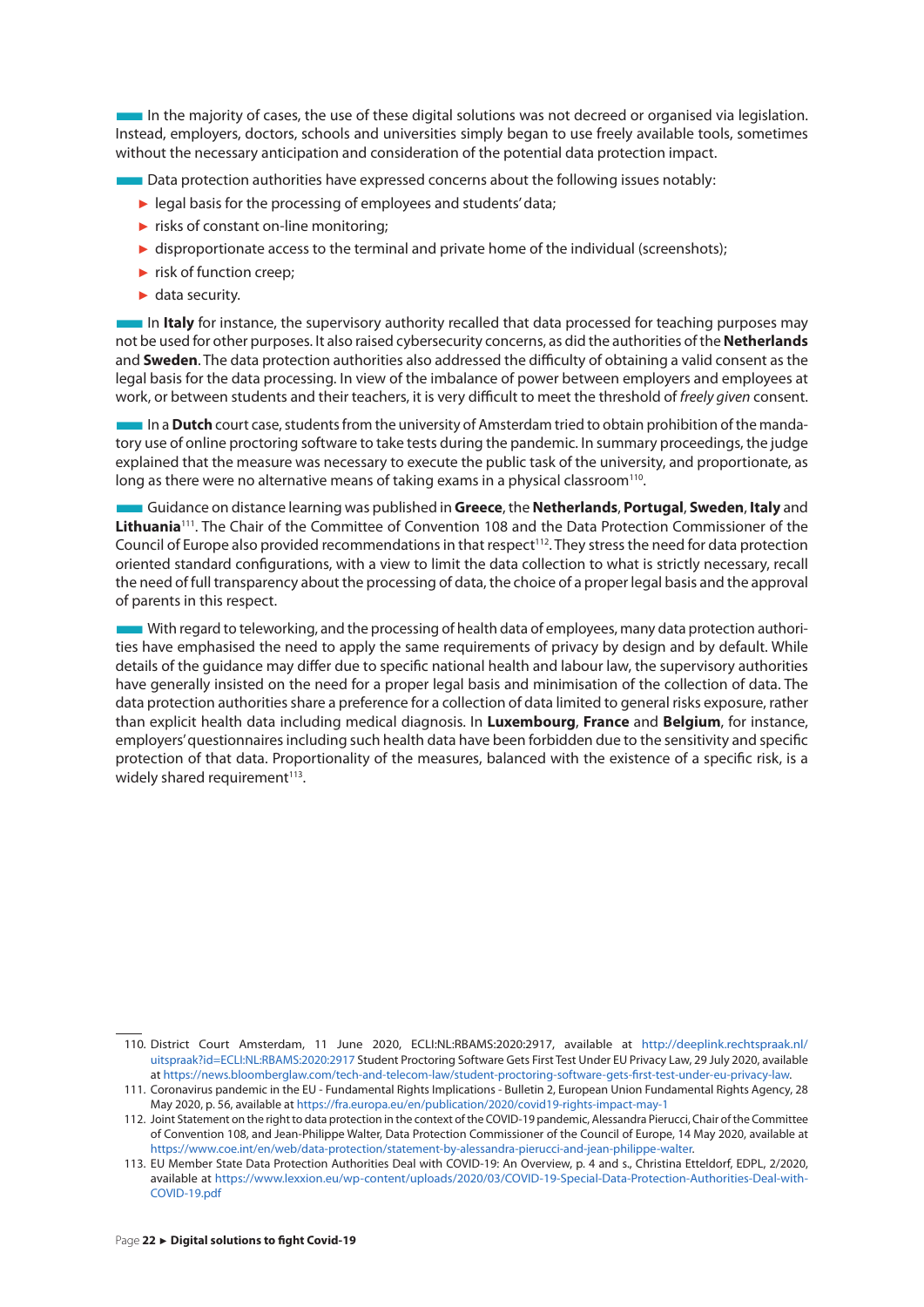In the majority of cases, the use of these digital solutions was not decreed or organised via legislation. Instead, employers, doctors, schools and universities simply began to use freely available tools, sometimes without the necessary anticipation and consideration of the potential data protection impact.

Data protection authorities have expressed concerns about the following issues notably:

- legal basis for the processing of employees and students' data;
- risks of constant on-line monitoring;
- disproportionate access to the terminal and private home of the individual (screenshots);
- risk of function creep;
- data security.

In **Italy** for instance, the supervisory authority recalled that data processed for teaching purposes may not be used for other purposes. It also raised cybersecurity concerns, as did the authorities of the **Netherlands** and **Sweden**. The data protection authorities also addressed the difficulty of obtaining a valid consent as the legal basis for the data processing. In view of the imbalance of power between employers and employees at work, or between students and their teachers, it is very difficult to meet the threshold of *freely given* consent.

In a **Dutch** court case, students from the university of Amsterdam tried to obtain prohibition of the mandatory use of online proctoring software to take tests during the pandemic. In summary proceedings, the judge explained that the measure was necessary to execute the public task of the university, and proportionate, as long as there were no alternative means of taking exams in a physical classroom[110].

Guidance on distance learning was published in **Greece**, the **Netherlands**, **Portugal**, **Sweden**, **Italy** and **Lithuania**[111]. The Chair of the Committee of Convention 108 and the Data Protection Commissioner of the Council of Europe also provided recommendations in that respect[112]. They stress the need for data protection oriented standard configurations, with a view to limit the data collection to what is strictly necessary, recall the need of full transparency about the processing of data, the choice of a proper legal basis and the approval of parents in this respect.

With regard to teleworking, and the processing of health data of employees, many data protection authorities have emphasised the need to apply the same requirements of privacy by design and by default. While details of the guidance may differ due to specific national health and labour law, the supervisory authorities have generally insisted on the need for a proper legal basis and minimisation of the collection of data. The data protection authorities share a preference for a collection of data limited to general risks exposure, rather than explicit health data including medical diagnosis. In **Luxembourg**, **France** and **Belgium**, for instance, employers' questionnaires including such health data have been forbidden due to the sensitivity and specific protection of that data. Proportionality of the measures, balanced with the existence of a specific risk, is a widely shared requirement[113].

---

110. District Court Amsterdam, 11 June 2020, ECLI:NL:RBAMS:2020:2917, available at http://deeplink.rechtspraak.nl/uitspraak?id=ECLI:NL:RBAMS:2020:2917 Student Proctoring Software Gets First Test Under EU Privacy Law, 29 July 2020, available at https://news.bloomberglaw.com/tech-and-telecom-law/student-proctoring-software-gets-first-test-under-eu-privacy-law.
111. Coronavirus pandemic in the EU - Fundamental Rights Implications - Bulletin 2, European Union Fundamental Rights Agency, 28 May 2020, p. 56, available at https://fra.europa.eu/en/publication/2020/covid19-rights-impact-may-1
112. Joint Statement on the right to data protection in the context of the COVID-19 pandemic, Alessandra Pierucci, Chair of the Committee of Convention 108, and Jean-Philippe Walter, Data Protection Commissioner of the Council of Europe, 14 May 2020, available at https://www.coe.int/en/web/data-protection/statement-by-alessandra-pierucci-and-jean-philippe-walter.
113. EU Member State Data Protection Authorities Deal with COVID-19: An Overview, p. 4 and s., Christina Etteldorf, EDPL, 2/2020, available at https://www.lexxion.eu/wp-content/uploads/2020/03/COVID-19-Special-Data-Protection-Authorities-Deal-with-COVID-19.pdf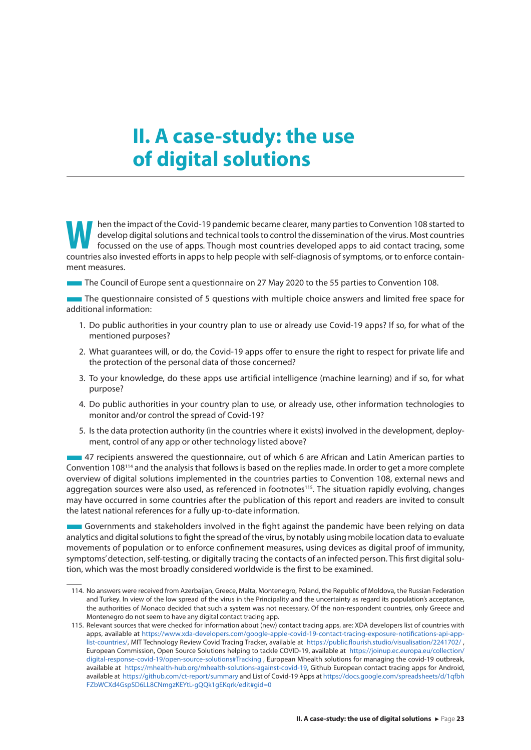# II. A case-study: the use of digital solutions

When the impact of the Covid-19 pandemic became clearer, many parties to Convention 108 started to develop digital solutions and technical tools to control the dissemination of the virus. Most countries focussed on the use of apps. Though most countries developed apps to aid contact tracing, some countries also invested efforts in apps to help people with self-diagnosis of symptoms, or to enforce containment measures.

The Council of Europe sent a questionnaire on 27 May 2020 to the 55 parties to Convention 108.

The questionnaire consisted of 5 questions with multiple choice answers and limited free space for additional information:

1. Do public authorities in your country plan to use or already use Covid-19 apps? If so, for what of the mentioned purposes?
2. What guarantees will, or do, the Covid-19 apps offer to ensure the right to respect for private life and the protection of the personal data of those concerned?
3. To your knowledge, do these apps use artificial intelligence (machine learning) and if so, for what purpose?
4. Do public authorities in your country plan to use, or already use, other information technologies to monitor and/or control the spread of Covid-19?
5. Is the data protection authority (in the countries where it exists) involved in the development, deployment, control of any app or other technology listed above?

47 recipients answered the questionnaire, out of which 6 are African and Latin American parties to Convention 108[114] and the analysis that follows is based on the replies made. In order to get a more complete overview of digital solutions implemented in the countries parties to Convention 108, external news and aggregation sources were also used, as referenced in footnotes[115]. The situation rapidly evolving, changes may have occurred in some countries after the publication of this report and readers are invited to consult the latest national references for a fully up-to-date information.

Governments and stakeholders involved in the fight against the pandemic have been relying on data analytics and digital solutions to fight the spread of the virus, by notably using mobile location data to evaluate movements of population or to enforce confinement measures, using devices as digital proof of immunity, symptoms' detection, self-testing, or digitally tracing the contacts of an infected person. This first digital solution, which was the most broadly considered worldwide is the first to be examined.

---

114. No answers were received from Azerbaijan, Greece, Malta, Montenegro, Poland, the Republic of Moldova, the Russian Federation and Turkey. In view of the low spread of the virus in the Principality and the uncertainty as regard its population's acceptance, the authorities of Monaco decided that such a system was not necessary. Of the non-respondent countries, only Greece and Montenegro do not seem to have any digital contact tracing app.

115. Relevant sources that were checked for information about (new) contact tracing apps, are: XDA developers list of countries with apps, available at https://www.xda-developers.com/google-apple-covid-19-contact-tracing-exposure-notifications-api-app-list-countries/, MIT Technology Review Covid Tracing Tracker, available at https://public.flourish.studio/visualisation/2241702/ , European Commission, Open Source Solutions helping to tackle COVID-19, available at https://joinup.ec.europa.eu/collection/digital-response-covid-19/open-source-solutions#Tracking , European Mhealth solutions for managing the covid-19 outbreak, available at https://mhealth-hub.org/mhealth-solutions-against-covid-19, Github European contact tracing apps for Android, available at https://github.com/ct-report/summary and List of Covid-19 Apps at https://docs.google.com/spreadsheets/d/1qfbhFZbWCXd4GspSD6LL8CNmgzKEYtL-gQQk1gEKqrk/edit#gid=0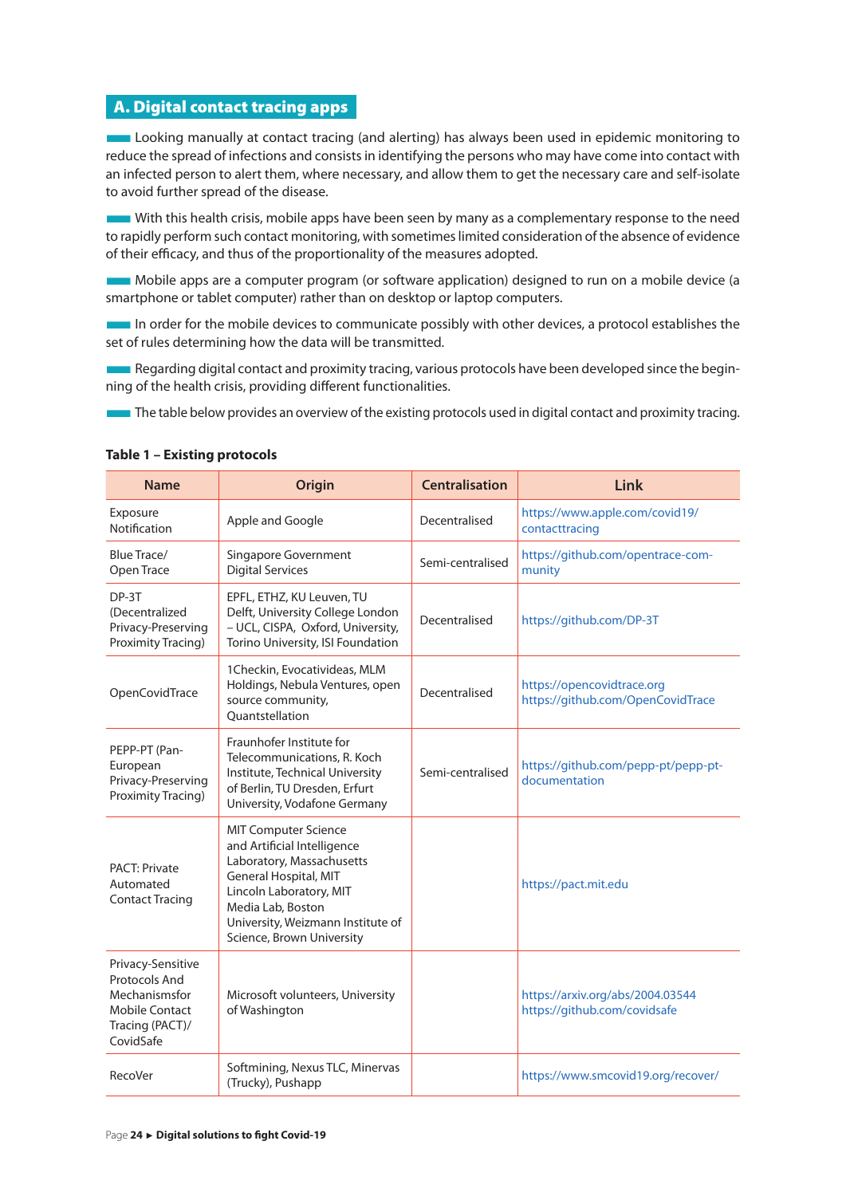## A. Digital contact tracing apps

Looking manually at contact tracing (and alerting) has always been used in epidemic monitoring to reduce the spread of infections and consists in identifying the persons who may have come into contact with an infected person to alert them, where necessary, and allow them to get the necessary care and self-isolate to avoid further spread of the disease.

With this health crisis, mobile apps have been seen by many as a complementary response to the need to rapidly perform such contact monitoring, with sometimes limited consideration of the absence of evidence of their efficacy, and thus of the proportionality of the measures adopted.

Mobile apps are a computer program (or software application) designed to run on a mobile device (a smartphone or tablet computer) rather than on desktop or laptop computers.

In order for the mobile devices to communicate possibly with other devices, a protocol establishes the set of rules determining how the data will be transmitted.

Regarding digital contact and proximity tracing, various protocols have been developed since the beginning of the health crisis, providing different functionalities.

The table below provides an overview of the existing protocols used in digital contact and proximity tracing.

**Table 1 – Existing protocols**

| Name | Origin | Centralisation | Link |
|---|---|---|---|
| Exposure Notification | Apple and Google | Decentralised | https://www.apple.com/covid19/contacttracing |
| Blue Trace/ Open Trace | Singapore Government Digital Services | Semi-centralised | https://github.com/opentrace-community |
| DP-3T (Decentralized Privacy-Preserving Proximity Tracing) | EPFL, ETHZ, KU Leuven, TU Delft, University College London – UCL, CISPA, Oxford, University, Torino University, ISI Foundation | Decentralised | https://github.com/DP-3T |
| OpenCovidTrace | 1Checkin, Evocativideas, MLM Holdings, Nebula Ventures, open source community, Quantstellation | Decentralised | https://opencovidtrace.org https://github.com/OpenCovidTrace |
| PEPP-PT (Pan-European Privacy-Preserving Proximity Tracing) | Fraunhofer Institute for Telecommunications, R. Koch Institute, Technical University of Berlin, TU Dresden, Erfurt University, Vodafone Germany | Semi-centralised | https://github.com/pepp-pt/pepp-pt-documentation |
| PACT: Private Automated Contact Tracing | MIT Computer Science and Artificial Intelligence Laboratory, Massachusetts General Hospital, MIT Lincoln Laboratory, MIT Media Lab, Boston University, Weizmann Institute of Science, Brown University | | https://pact.mit.edu |
| Privacy-Sensitive Protocols And Mechanismsfor Mobile Contact Tracing (PACT)/ CovidSafe | Microsoft volunteers, University of Washington | | https://arxiv.org/abs/2004.03544 https://github.com/covidsafe |
| RecoVer | Softmining, Nexus TLC, Minervas (Trucky), Pushapp | | https://www.smcovid19.org/recover/ |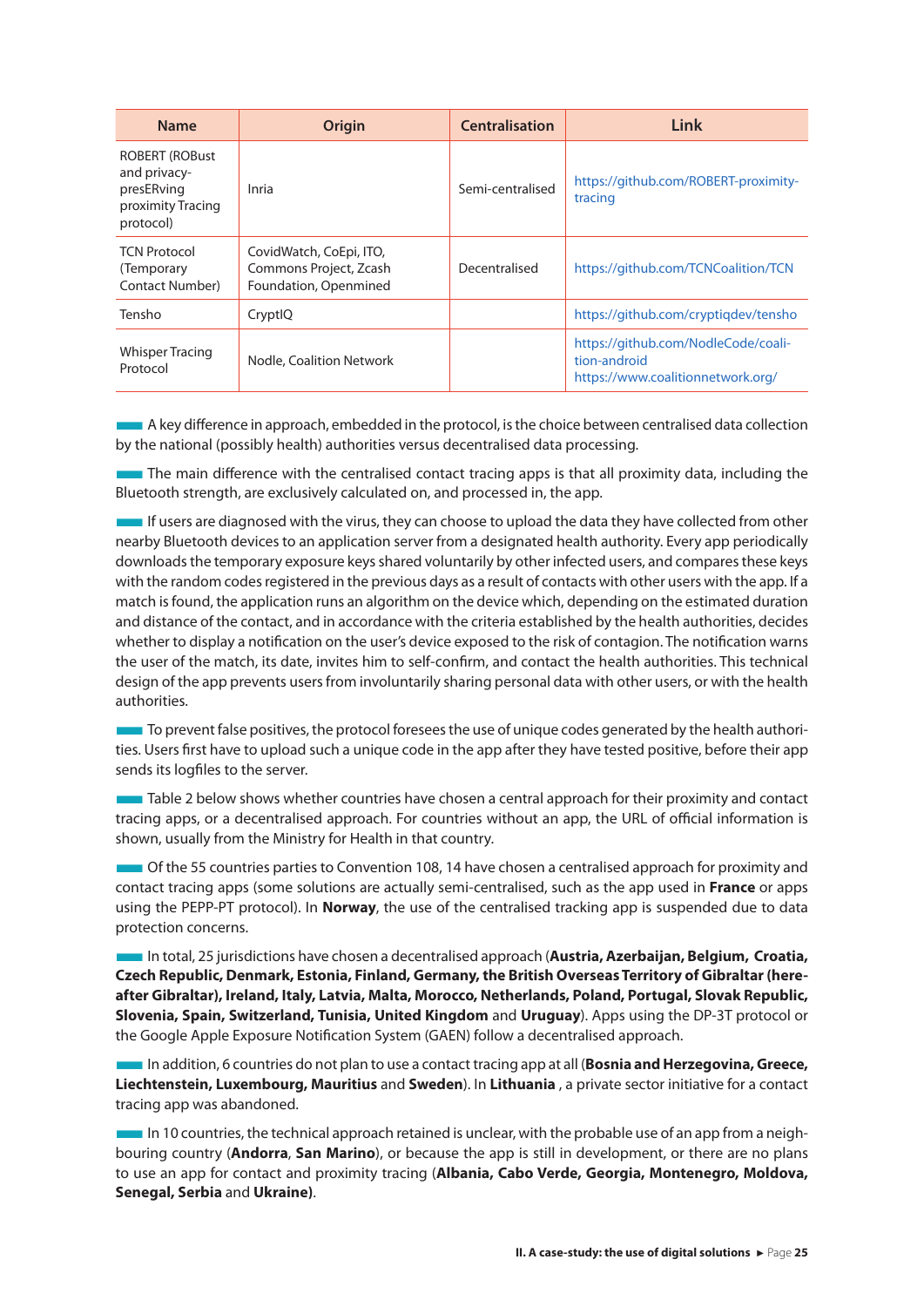| Name | Origin | Centralisation | Link |
|---|---|---|---|
| ROBERT (ROBust and privacy-presERving proximity Tracing protocol) | Inria | Semi-centralised | https://github.com/ROBERT-proximity-tracing |
| TCN Protocol (Temporary Contact Number) | CovidWatch, CoEpi, ITO, Commons Project, Zcash Foundation, Openmined | Decentralised | https://github.com/TCNCoalition/TCN |
| Tensho | CryptIQ | | https://github.com/cryptiqdev/tensho |
| Whisper Tracing Protocol | Nodle, Coalition Network | | https://github.com/NodleCode/coalition-android https://www.coalitionnetwork.org/ |

A key difference in approach, embedded in the protocol, is the choice between centralised data collection by the national (possibly health) authorities versus decentralised data processing.

The main difference with the centralised contact tracing apps is that all proximity data, including the Bluetooth strength, are exclusively calculated on, and processed in, the app.

If users are diagnosed with the virus, they can choose to upload the data they have collected from other nearby Bluetooth devices to an application server from a designated health authority. Every app periodically downloads the temporary exposure keys shared voluntarily by other infected users, and compares these keys with the random codes registered in the previous days as a result of contacts with other users with the app. If a match is found, the application runs an algorithm on the device which, depending on the estimated duration and distance of the contact, and in accordance with the criteria established by the health authorities, decides whether to display a notification on the user's device exposed to the risk of contagion. The notification warns the user of the match, its date, invites him to self-confirm, and contact the health authorities. This technical design of the app prevents users from involuntarily sharing personal data with other users, or with the health authorities.

To prevent false positives, the protocol foresees the use of unique codes generated by the health authorities. Users first have to upload such a unique code in the app after they have tested positive, before their app sends its logfiles to the server.

Table 2 below shows whether countries have chosen a central approach for their proximity and contact tracing apps, or a decentralised approach. For countries without an app, the URL of official information is shown, usually from the Ministry for Health in that country.

Of the 55 countries parties to Convention 108, 14 have chosen a centralised approach for proximity and contact tracing apps (some solutions are actually semi-centralised, such as the app used in **France** or apps using the PEPP-PT protocol). In **Norway**, the use of the centralised tracking app is suspended due to data protection concerns.

In total, 25 jurisdictions have chosen a decentralised approach (**Austria, Azerbaijan, Belgium, Croatia, Czech Republic, Denmark, Estonia, Finland, Germany, the British Overseas Territory of Gibraltar (hereafter Gibraltar), Ireland, Italy, Latvia, Malta, Morocco, Netherlands, Poland, Portugal, Slovak Republic, Slovenia, Spain, Switzerland, Tunisia, United Kingdom** and **Uruguay**). Apps using the DP-3T protocol or the Google Apple Exposure Notification System (GAEN) follow a decentralised approach.

In addition, 6 countries do not plan to use a contact tracing app at all (**Bosnia and Herzegovina, Greece, Liechtenstein, Luxembourg, Mauritius** and **Sweden**). In **Lithuania** , a private sector initiative for a contact tracing app was abandoned.

In 10 countries, the technical approach retained is unclear, with the probable use of an app from a neighbouring country (**Andorra**, **San Marino**), or because the app is still in development, or there are no plans to use an app for contact and proximity tracing (**Albania, Cabo Verde, Georgia, Montenegro, Moldova, Senegal, Serbia** and **Ukraine**).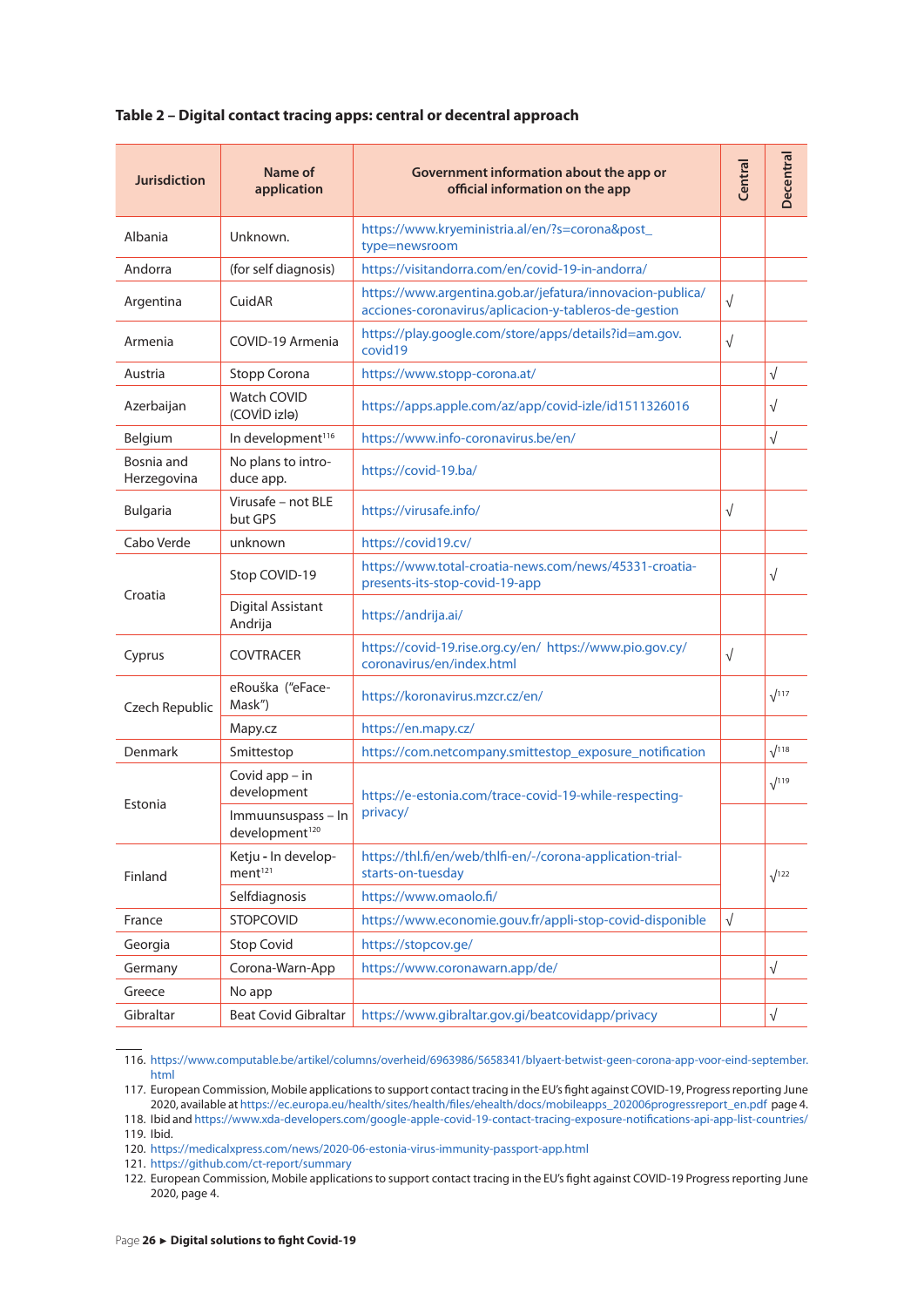**Table 2 – Digital contact tracing apps: central or decentral approach**

| Jurisdiction | Name of application | Government information about the app or official information on the app | Central | Decentral |
|---|---|---|---|---|
| Albania | Unknown. | https://www.kryeministria.al/en/?s=corona&post_type=newsroom | | |
| Andorra | (for self diagnosis) | https://visitandorra.com/en/covid-19-in-andorra/ | | |
| Argentina | CuidAR | https://www.argentina.gob.ar/jefatura/innovacion-publica/acciones-coronavirus/aplicacion-y-tableros-de-gestion | √ | |
| Armenia | COVID-19 Armenia | https://play.google.com/store/apps/details?id=am.gov.covid19 | √ | |
| Austria | Stopp Corona | https://www.stopp-corona.at/ | | √ |
| Azerbaijan | Watch COVID (COVİD izlə) | https://apps.apple.com/az/app/covid-izle/id1511326016 | | √ |
| Belgium | In development[116] | https://www.info-coronavirus.be/en/ | | √ |
| Bosnia and Herzegovina | No plans to introduce app. | https://covid-19.ba/ | | |
| Bulgaria | Virusafe – not BLE but GPS | https://virusafe.info/ | √ | |
| Cabo Verde | unknown | https://covid19.cv/ | | |
| Croatia | Stop COVID-19 | https://www.total-croatia-news.com/news/45331-croatia-presents-its-stop-covid-19-app | | √ |
| | Digital Assistant Andrija | https://andrija.ai/ | | |
| Cyprus | COVTRACER | https://covid-19.rise.org.cy/en/ https://www.pio.gov.cy/coronavirus/en/index.html | √ | |
| Czech Republic | eRouška ("eFace-Mask") | https://koronavirus.mzcr.cz/en/ | | √[117] |
| | Mapy.cz | https://en.mapy.cz/ | | |
| Denmark | Smittestop | https://com.netcompany.smittestop_exposure_notification | | √[118] |
| Estonia | Covid app – in development | https://e-estonia.com/trace-covid-19-while-respecting-privacy/ | | √[119] |
| | Immuunsuspass – In development[120] | | | |
| Finland | Ketju - In development[121] | https://thl.fi/en/web/thlfi-en/-/corona-application-trial-starts-on-tuesday | | √[122] |
| | Selfdiagnosis | https://www.omaolo.fi/ | | |
| France | STOPCOVID | https://www.economie.gouv.fr/appli-stop-covid-disponible | √ | |
| Georgia | Stop Covid | https://stopcov.ge/ | | |
| Germany | Corona-Warn-App | https://www.coronawarn.app/de/ | | √ |
| Greece | No app | | | |
| Gibraltar | Beat Covid Gibraltar | https://www.gibraltar.gov.gi/beatcovidapp/privacy | | √ |

116. https://www.computable.be/artikel/columns/overheid/6963986/5658341/blyaert-betwist-geen-corona-app-voor-eind-september.html
117. European Commission, Mobile applications to support contact tracing in the EU's fight against COVID-19, Progress reporting June 2020, available at https://ec.europa.eu/health/sites/health/files/ehealth/docs/mobileapps_202006progressreport_en.pdf page 4.
118. Ibid and https://www.xda-developers.com/google-apple-covid-19-contact-tracing-exposure-notifications-api-app-list-countries/
119. Ibid.
120. https://medicalxpress.com/news/2020-06-estonia-virus-immunity-passport-app.html
121. https://github.com/ct-report/summary
122. European Commission, Mobile applications to support contact tracing in the EU's fight against COVID-19 Progress reporting June 2020, page 4.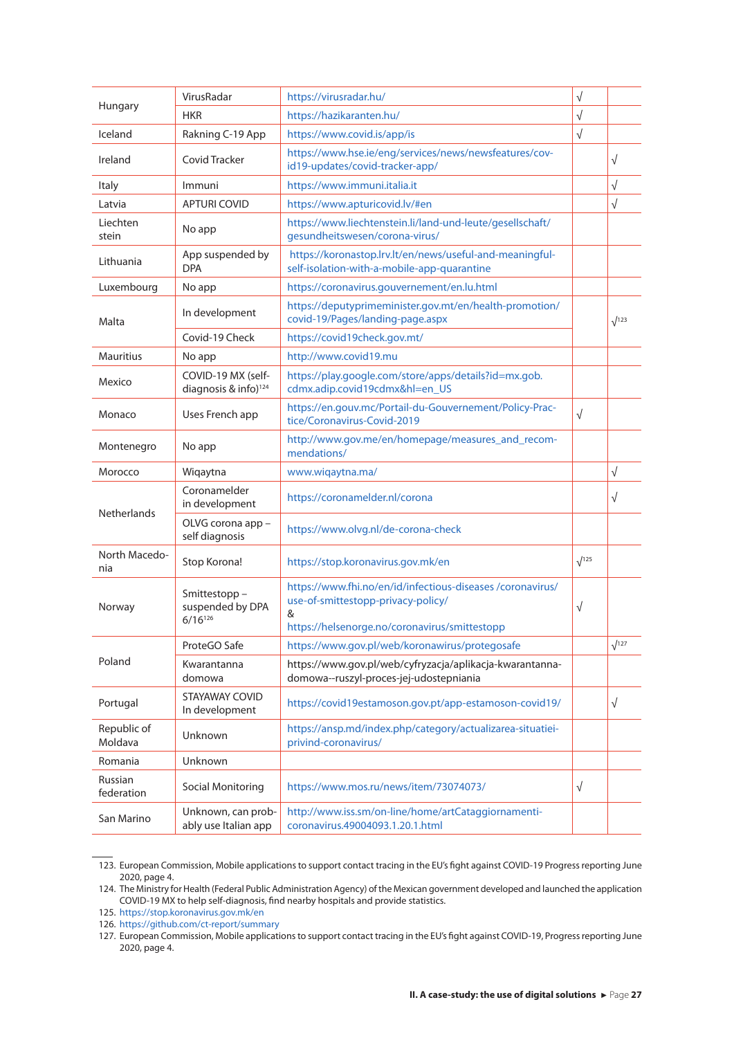| | | | | |
|---|---|---|---|---|
| Hungary | VirusRadar | https://virusradar.hu/ | √ | |
| | HKR | https://hazikaranten.hu/ | √ | |
| Iceland | Rakning C-19 App | https://www.covid.is/app/is | √ | |
| Ireland | Covid Tracker | https://www.hse.ie/eng/services/news/newsfeatures/cov-id19-updates/covid-tracker-app/ | | √ |
| Italy | Immuni | https://www.immuni.italia.it | | √ |
| Latvia | APTURI COVID | https://www.apturicovid.lv/#en | | √ |
| Liechten stein | No app | https://www.liechtenstein.li/land-und-leute/gesellschaft/gesundheitswesen/corona-virus/ | | |
| Lithuania | App suspended by DPA | https://koronastop.lrv.lt/en/news/useful-and-meaningful-self-isolation-with-a-mobile-app-quarantine | | |
| Luxembourg | No app | https://coronavirus.gouvernement/en.lu.html | | |
| Malta | In development | https://deputyprimeminister.gov.mt/en/health-promotion/covid-19/Pages/landing-page.aspx | | √[123] |
| | Covid-19 Check | https://covid19check.gov.mt/ | | |
| Mauritius | No app | http://www.covid19.mu | | |
| Mexico | COVID-19 MX (self-diagnosis & info)[124] | https://play.google.com/store/apps/details?id=mx.gob.cdmx.adip.covid19cdmx&hl=en_US | | |
| Monaco | Uses French app | https://en.gouv.mc/Portail-du-Gouvernement/Policy-Practice/Coronavirus-Covid-2019 | √ | |
| Montenegro | No app | http://www.gov.me/en/homepage/measures_and_recommendations/ | | |
| Morocco | Wiqaytna | www.wiqaytna.ma/ | | √ |
| Netherlands | Coronamelder in development | https://coronamelder.nl/corona | | √ |
| | OLVG corona app – self diagnosis | https://www.olvg.nl/de-corona-check | | |
| North Macedonia | Stop Korona! | https://stop.koronavirus.gov.mk/en | √[125] | |
| Norway | Smittestopp – suspended by DPA 6/16[126] | https://www.fhi.no/en/id/infectious-diseases /coronavirus/use-of-smittestopp-privacy-policy/ & https://helsenorge.no/coronavirus/smittestopp | √ | |
| Poland | ProteGO Safe | https://www.gov.pl/web/koronawirus/protegosafe | | √[127] |
| | Kwarantanna domowa | https://www.gov.pl/web/cyfryzacja/aplikacja-kwarantanna-domowa--ruszyl-proces-jej-udostepniania | | |
| Portugal | STAYAWAY COVID In development | https://covid19estamoson.gov.pt/app-estamoson-covid19/ | | √ |
| Republic of Moldava | Unknown | https://ansp.md/index.php/category/actualizarea-situatiei-privind-coronavirus/ | | |
| Romania | Unknown | | | |
| Russian federation | Social Monitoring | https://www.mos.ru/news/item/73074073/ | √ | |
| San Marino | Unknown, can probably use Italian app | http://www.iss.sm/on-line/home/artCataggiornamenti-coronavirus.49004093.1.20.1.html | | |

123. European Commission, Mobile applications to support contact tracing in the EU's fight against COVID-19 Progress reporting June 2020, page 4.
124. The Ministry for Health (Federal Public Administration Agency) of the Mexican government developed and launched the application COVID-19 MX to help self-diagnosis, find nearby hospitals and provide statistics.
125. https://stop.koronavirus.gov.mk/en
126. https://github.com/ct-report/summary
127. European Commission, Mobile applications to support contact tracing in the EU's fight against COVID-19, Progress reporting June 2020, page 4.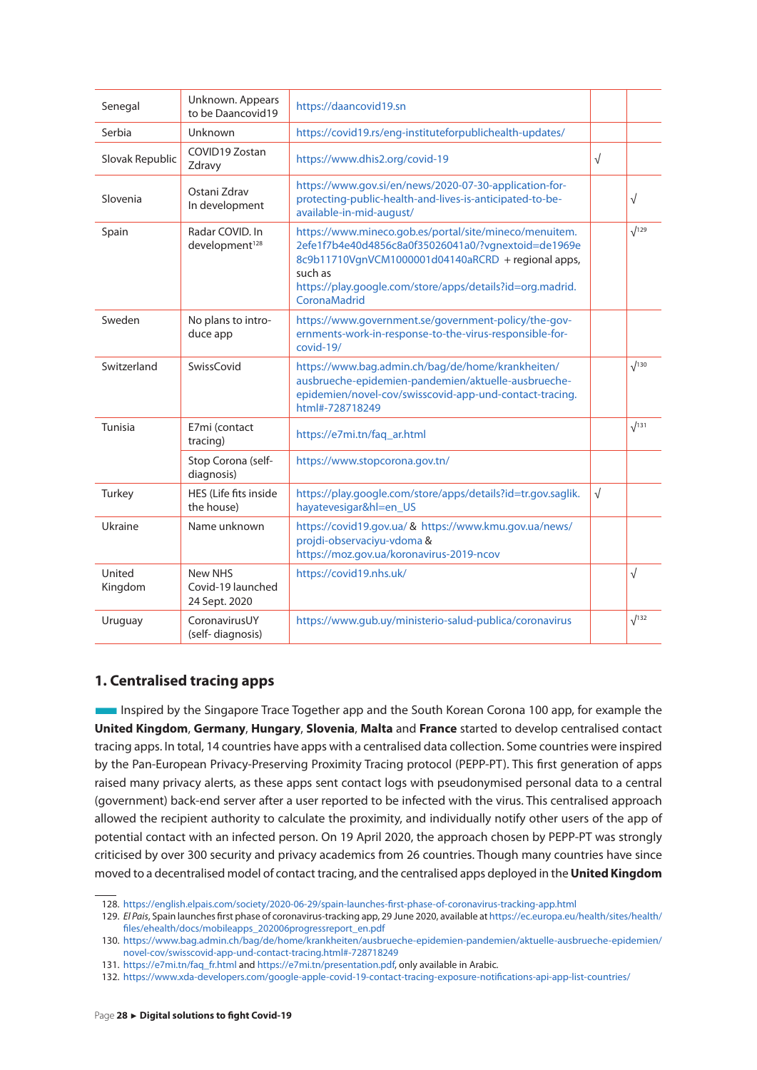| Senegal | Unknown. Appears to be Daancovid19 | https://daancovid19.sn | | |
|---|---|---|---|---|
| Serbia | Unknown | https://covid19.rs/eng-instituteforpublichealth-updates/ | | |
| Slovak Republic | COVID19 Zostan Zdravy | https://www.dhis2.org/covid-19 | √ | |
| Slovenia | Ostani Zdrav In development | https://www.gov.si/en/news/2020-07-30-application-for-protecting-public-health-and-lives-is-anticipated-to-be-available-in-mid-august/ | | √ |
| Spain | Radar COVID. In development[128] | https://www.mineco.gob.es/portal/site/mineco/menuitem.2efe1f7b4e40d4856c8a0f35026041a0/?vgnextoid=de1969e8c9b11710VgnVCM1000001d04140aRCRD + regional apps, such as https://play.google.com/store/apps/details?id=org.madrid.CoronaMadrid | | √[129] |
| Sweden | No plans to introduce app | https://www.government.se/government-policy/the-governments-work-in-response-to-the-virus-responsible-for-covid-19/ | | |
| Switzerland | SwissCovid | https://www.bag.admin.ch/bag/de/home/krankheiten/ausbrueche-epidemien-pandemien/aktuelle-ausbrueche-epidemien/novel-cov/swisscovid-app-und-contact-tracing.html#-728718249 | | √[130] |
| Tunisia | E7mi (contact tracing) | https://e7mi.tn/faq_ar.html | | √[131] |
| | Stop Corona (self-diagnosis) | https://www.stopcorona.gov.tn/ | | |
| Turkey | HES (Life fits inside the house) | https://play.google.com/store/apps/details?id=tr.gov.saglik.hayatevesigar&hl=en_US | √ | |
| Ukraine | Name unknown | https://covid19.gov.ua/ & https://www.kmu.gov.ua/news/projdi-observaciyu-vdoma & https://moz.gov.ua/koronavirus-2019-ncov | | |
| United Kingdom | New NHS Covid-19 launched 24 Sept. 2020 | https://covid19.nhs.uk/ | | √ |
| Uruguay | CoronavirusUY (self- diagnosis) | https://www.gub.uy/ministerio-salud-publica/coronavirus | | √[132] |

## 1. Centralised tracing apps

Inspired by the Singapore Trace Together app and the South Korean Corona 100 app, for example the **United Kingdom**, **Germany**, **Hungary**, **Slovenia**, **Malta** and **France** started to develop centralised contact tracing apps. In total, 14 countries have apps with a centralised data collection. Some countries were inspired by the Pan-European Privacy-Preserving Proximity Tracing protocol (PEPP-PT). This first generation of apps raised many privacy alerts, as these apps sent contact logs with pseudonymised personal data to a central (government) back-end server after a user reported to be infected with the virus. This centralised approach allowed the recipient authority to calculate the proximity, and individually notify other users of the app of potential contact with an infected person. On 19 April 2020, the approach chosen by PEPP-PT was strongly criticised by over 300 security and privacy academics from 26 countries. Though many countries have since moved to a decentralised model of contact tracing, and the centralised apps deployed in the **United Kingdom**

128. https://english.elpais.com/society/2020-06-29/spain-launches-first-phase-of-coronavirus-tracking-app.html
129. *El Pais*, Spain launches first phase of coronavirus-tracking app, 29 June 2020, available at https://ec.europa.eu/health/sites/health/files/ehealth/docs/mobileapps_202006progressreport_en.pdf
130. https://www.bag.admin.ch/bag/de/home/krankheiten/ausbrueche-epidemien-pandemien/aktuelle-ausbrueche-epidemien/novel-cov/swisscovid-app-und-contact-tracing.html#-728718249
131. https://e7mi.tn/faq_fr.html and https://e7mi.tn/presentation.pdf, only available in Arabic.
132. https://www.xda-developers.com/google-apple-covid-19-contact-tracing-exposure-notifications-api-app-list-countries/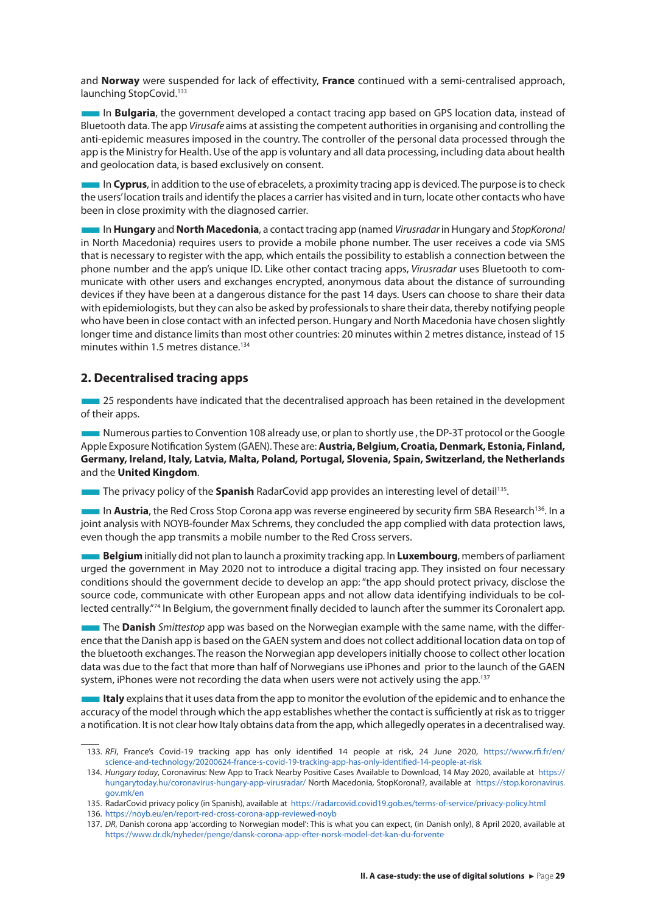and **Norway** were suspended for lack of effectivity, **France** continued with a semi-centralised approach, launching StopCovid.[133]

In **Bulgaria**, the government developed a contact tracing app based on GPS location data, instead of Bluetooth data. The app *Virusafe* aims at assisting the competent authorities in organising and controlling the anti-epidemic measures imposed in the country. The controller of the personal data processed through the app is the Ministry for Health. Use of the app is voluntary and all data processing, including data about health and geolocation data, is based exclusively on consent.

In **Cyprus**, in addition to the use of ebracelets, a proximity tracing app is deviced. The purpose is to check the users' location trails and identify the places a carrier has visited and in turn, locate other contacts who have been in close proximity with the diagnosed carrier.

In **Hungary** and **North Macedonia**, a contact tracing app (named *Virusradar* in Hungary and *StopKorona!* in North Macedonia) requires users to provide a mobile phone number. The user receives a code via SMS that is necessary to register with the app, which entails the possibility to establish a connection between the phone number and the app's unique ID. Like other contact tracing apps, *Virusradar* uses Bluetooth to communicate with other users and exchanges encrypted, anonymous data about the distance of surrounding devices if they have been at a dangerous distance for the past 14 days. Users can choose to share their data with epidemiologists, but they can also be asked by professionals to share their data, thereby notifying people who have been in close contact with an infected person. Hungary and North Macedonia have chosen slightly longer time and distance limits than most other countries: 20 minutes within 2 metres distance, instead of 15 minutes within 1.5 metres distance.[134]

## 2. Decentralised tracing apps

25 respondents have indicated that the decentralised approach has been retained in the development of their apps.

Numerous parties to Convention 108 already use, or plan to shortly use , the DP-3T protocol or the Google Apple Exposure Notification System (GAEN). These are: **Austria, Belgium, Croatia, Denmark, Estonia, Finland, Germany, Ireland, Italy, Latvia, Malta, Poland, Portugal, Slovenia, Spain, Switzerland, the Netherlands** and the **United Kingdom**.

The privacy policy of the **Spanish** RadarCovid app provides an interesting level of detail[135].

In **Austria**, the Red Cross Stop Corona app was reverse engineered by security firm SBA Research[136]. In a joint analysis with NOYB-founder Max Schrems, they concluded the app complied with data protection laws, even though the app transmits a mobile number to the Red Cross servers.

**Belgium** initially did not plan to launch a proximity tracking app. In **Luxembourg**, members of parliament urged the government in May 2020 not to introduce a digital tracing app. They insisted on four necessary conditions should the government decide to develop an app: "the app should protect privacy, disclose the source code, communicate with other European apps and not allow data identifying individuals to be collected centrally."[74] In Belgium, the government finally decided to launch after the summer its Coronalert app.

The **Danish** *Smittestop* app was based on the Norwegian example with the same name, with the difference that the Danish app is based on the GAEN system and does not collect additional location data on top of the bluetooth exchanges. The reason the Norwegian app developers initially choose to collect other location data was due to the fact that more than half of Norwegians use iPhones and prior to the launch of the GAEN system, iPhones were not recording the data when users were not actively using the app.[137]

**Italy** explains that it uses data from the app to monitor the evolution of the epidemic and to enhance the accuracy of the model through which the app establishes whether the contact is sufficiently at risk as to trigger a notification. It is not clear how Italy obtains data from the app, which allegedly operates in a decentralised way.

---

133. *RFI*, France's Covid-19 tracking app has only identified 14 people at risk, 24 June 2020, https://www.rfi.fr/en/science-and-technology/20200624-france-s-covid-19-tracking-app-has-only-identified-14-people-at-risk
134. *Hungary today*, Coronavirus: New App to Track Nearby Positive Cases Available to Download, 14 May 2020, available at https://hungarytoday.hu/coronavirus-hungary-app-virusradar/ North Macedonia, StopKorona!?, available at https://stop.koronavirus.gov.mk/en
135. RadarCovid privacy policy (in Spanish), available at https://radarcovid.covid19.gob.es/terms-of-service/privacy-policy.html
136. https://noyb.eu/en/report-red-cross-corona-app-reviewed-noyb
137. *DR*, Danish corona app 'according to Norwegian model': This is what you can expect, (in Danish only), 8 April 2020, available at https://www.dr.dk/nyheder/penge/dansk-corona-app-efter-norsk-model-det-kan-du-forvente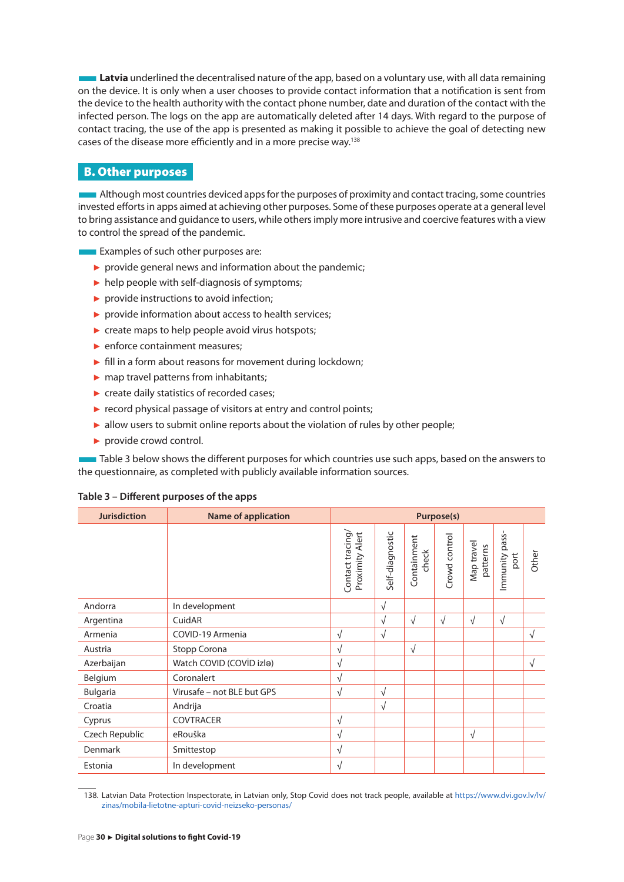**Latvia** underlined the decentralised nature of the app, based on a voluntary use, with all data remaining on the device. It is only when a user chooses to provide contact information that a notification is sent from the device to the health authority with the contact phone number, date and duration of the contact with the infected person. The logs on the app are automatically deleted after 14 days. With regard to the purpose of contact tracing, the use of the app is presented as making it possible to achieve the goal of detecting new cases of the disease more efficiently and in a more precise way.[138]

## B. Other purposes

Although most countries deviced apps for the purposes of proximity and contact tracing, some countries invested efforts in apps aimed at achieving other purposes. Some of these purposes operate at a general level to bring assistance and guidance to users, while others imply more intrusive and coercive features with a view to control the spread of the pandemic.

Examples of such other purposes are:

- provide general news and information about the pandemic;
- help people with self-diagnosis of symptoms;
- provide instructions to avoid infection;
- provide information about access to health services;
- create maps to help people avoid virus hotspots;
- enforce containment measures;
- fill in a form about reasons for movement during lockdown;
- map travel patterns from inhabitants;
- create daily statistics of recorded cases;
- record physical passage of visitors at entry and control points;
- allow users to submit online reports about the violation of rules by other people;
- provide crowd control.

Table 3 below shows the different purposes for which countries use such apps, based on the answers to the questionnaire, as completed with publicly available information sources.

**Table 3 – Different purposes of the apps**

| Jurisdiction | Name of application | Purpose(s) | | | | | | |
|---|---|---|---|---|---|---|---|---|
| | | Contact tracing/ Proximity Alert | Self-diagnostic | Containment check | Crowd control | Map travel patterns | Immunity pass-port | Other |
| Andorra | In development | | √ | | | | | |
| Argentina | CuidAR | | √ | √ | √ | √ | √ | |
| Armenia | COVID-19 Armenia | √ | √ | | | | | √ |
| Austria | Stopp Corona | √ | | √ | | | | |
| Azerbaijan | Watch COVID (COVİD izlə) | √ | | | | | | √ |
| Belgium | Coronalert | √ | | | | | | |
| Bulgaria | Virusafe – not BLE but GPS | √ | √ | | | | | |
| Croatia | Andrija | | √ | | | | | |
| Cyprus | COVTRACER | √ | | | | | | |
| Czech Republic | eRouška | √ | | | | √ | | |
| Denmark | Smittestop | √ | | | | | | |
| Estonia | In development | √ | | | | | | |

138. Latvian Data Protection Inspectorate, in Latvian only, Stop Covid does not track people, available at https://www.dvi.gov.lv/lv/zinas/mobila-lietotne-apturi-covid-neizseko-personas/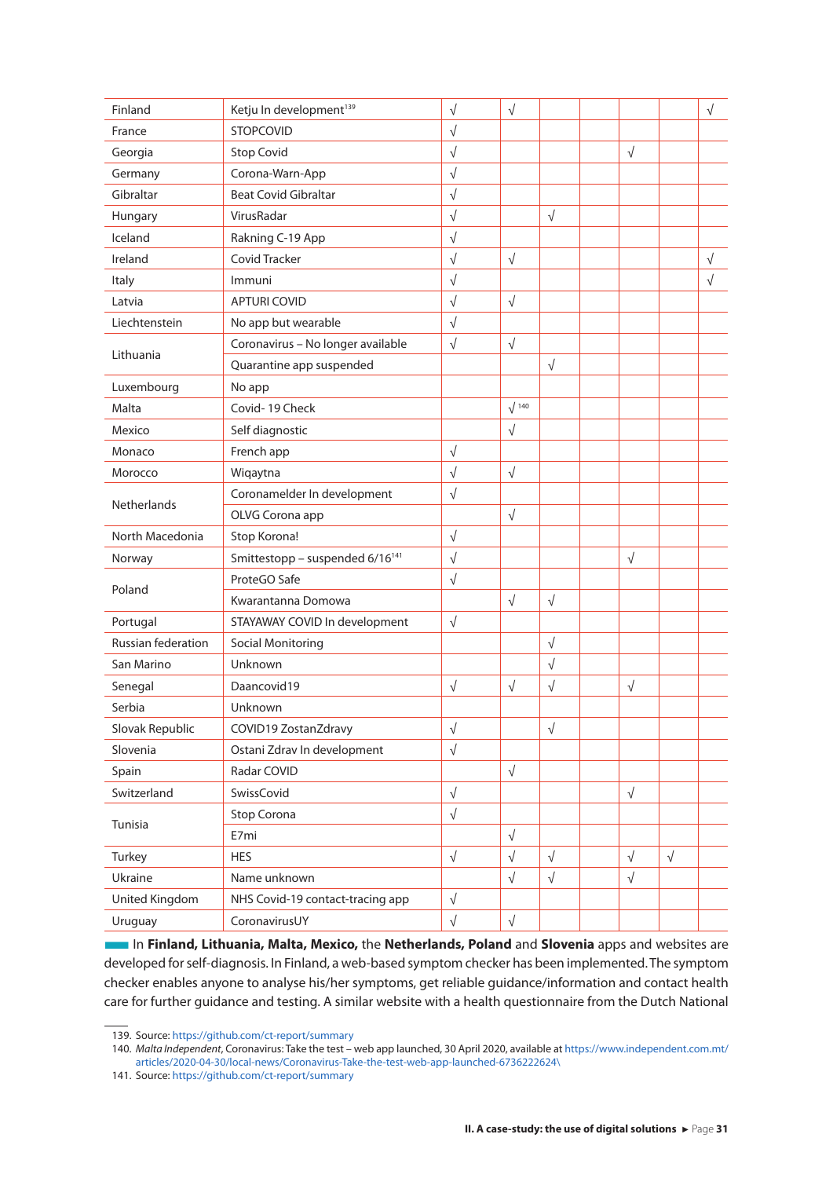| | | | | | | | | |
|---|---|---|---|---|---|---|---|---|
| Finland | Ketju In development[139] | √ | √ | | | | | √ |
| France | STOPCOVID | √ | | | | | | |
| Georgia | Stop Covid | √ | | | | √ | | |
| Germany | Corona-Warn-App | √ | | | | | | |
| Gibraltar | Beat Covid Gibraltar | √ | | | | | | |
| Hungary | VirusRadar | √ | | √ | | | | |
| Iceland | Rakning C-19 App | √ | | | | | | |
| Ireland | Covid Tracker | √ | √ | | | | | √ |
| Italy | Immuni | √ | | | | | | √ |
| Latvia | APTURI COVID | √ | √ | | | | | |
| Liechtenstein | No app but wearable | √ | | | | | | |
| Lithuania | Coronavirus – No longer available | √ | √ | | | | | |
| | Quarantine app suspended | | | √ | | | | |
| Luxembourg | No app | | | | | | | |
| Malta | Covid- 19 Check | | √[140] | | | | | |
| Mexico | Self diagnostic | | √ | | | | | |
| Monaco | French app | √ | | | | | | |
| Morocco | Wiqaytna | √ | √ | | | | | |
| Netherlands | Coronamelder In development | √ | | | | | | |
| | OLVG Corona app | | √ | | | | | |
| North Macedonia | Stop Korona! | √ | | | | | | |
| Norway | Smittestopp – suspended 6/16[141] | √ | | | | √ | | |
| Poland | ProteGO Safe | √ | | | | | | |
| | Kwarantanna Domowa | | √ | √ | | | | |
| Portugal | STAYAWAY COVID In development | √ | | | | | | |
| Russian federation | Social Monitoring | | | √ | | | | |
| San Marino | Unknown | | | √ | | | | |
| Senegal | Daancovid19 | √ | √ | √ | | √ | | |
| Serbia | Unknown | | | | | | | |
| Slovak Republic | COVID19 ZostanZdravy | √ | | √ | | | | |
| Slovenia | Ostani Zdrav In development | √ | | | | | | |
| Spain | Radar COVID | | √ | | | | | |
| Switzerland | SwissCovid | √ | | | | √ | | |
| Tunisia | Stop Corona | √ | | | | | | |
| | E7mi | | √ | | | | | |
| Turkey | HES | √ | √ | √ | | √ | √ | |
| Ukraine | Name unknown | | √ | √ | | √ | | |
| United Kingdom | NHS Covid-19 contact-tracing app | √ | | | | | | |
| Uruguay | CoronavirusUY | √ | √ | | | | | |

In **Finland, Lithuania, Malta, Mexico,** the **Netherlands, Poland** and **Slovenia** apps and websites are developed for self-diagnosis. In Finland, a web-based symptom checker has been implemented. The symptom checker enables anyone to analyse his/her symptoms, get reliable guidance/information and contact health care for further guidance and testing. A similar website with a health questionnaire from the Dutch National

139. Source: https://github.com/ct-report/summary
140. *Malta Independent*, Coronavirus: Take the test – web app launched, 30 April 2020, available at https://www.independent.com.mt/articles/2020-04-30/local-news/Coronavirus-Take-the-test-web-app-launched-6736222624\
141. Source: https://github.com/ct-report/summary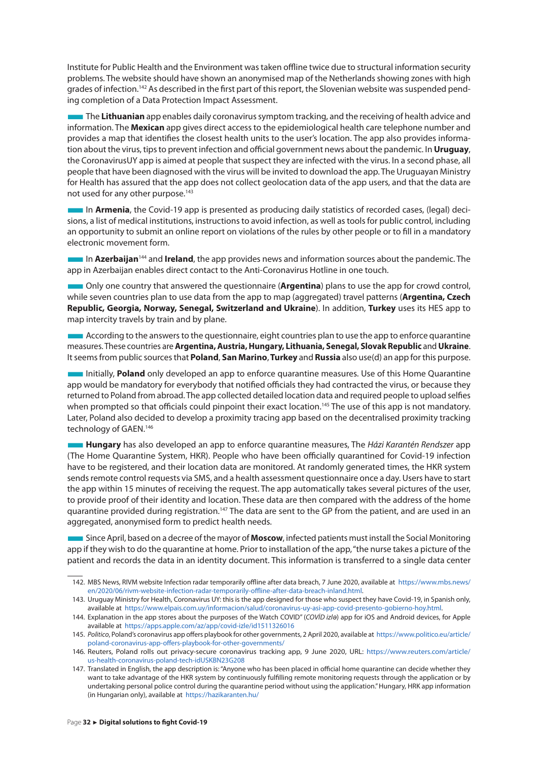Institute for Public Health and the Environment was taken offline twice due to structural information security problems. The website should have shown an anonymised map of the Netherlands showing zones with high grades of infection.[142] As described in the first part of this report, the Slovenian website was suspended pending completion of a Data Protection Impact Assessment.

The **Lithuanian** app enables daily coronavirus symptom tracking, and the receiving of health advice and information. The **Mexican** app gives direct access to the epidemiological health care telephone number and provides a map that identifies the closest health units to the user's location. The app also provides information about the virus, tips to prevent infection and official government news about the pandemic. In **Uruguay**, the CoronavirusUY app is aimed at people that suspect they are infected with the virus. In a second phase, all people that have been diagnosed with the virus will be invited to download the app. The Uruguayan Ministry for Health has assured that the app does not collect geolocation data of the app users, and that the data are not used for any other purpose.[143]

In **Armenia**, the Covid-19 app is presented as producing daily statistics of recorded cases, (legal) decisions, a list of medical institutions, instructions to avoid infection, as well as tools for public control, including an opportunity to submit an online report on violations of the rules by other people or to fill in a mandatory electronic movement form.

In **Azerbaijan**[144] and **Ireland**, the app provides news and information sources about the pandemic. The app in Azerbaijan enables direct contact to the Anti-Coronavirus Hotline in one touch.

Only one country that answered the questionnaire (**Argentina**) plans to use the app for crowd control, while seven countries plan to use data from the app to map (aggregated) travel patterns (**Argentina, Czech Republic, Georgia, Norway, Senegal, Switzerland and Ukraine**). In addition, **Turkey** uses its HES app to map intercity travels by train and by plane.

According to the answers to the questionnaire, eight countries plan to use the app to enforce quarantine measures. These countries are **Argentina, Austria, Hungary, Lithuania, Senegal, Slovak Republic** and **Ukraine**. It seems from public sources that **Poland**, **San Marino**, **Turkey** and **Russia** also use(d) an app for this purpose.

Initially, **Poland** only developed an app to enforce quarantine measures. Use of this Home Quarantine app would be mandatory for everybody that notified officials they had contracted the virus, or because they returned to Poland from abroad. The app collected detailed location data and required people to upload selfies when prompted so that officials could pinpoint their exact location.[145] The use of this app is not mandatory. Later, Poland also decided to develop a proximity tracing app based on the decentralised proximity tracking technology of GAEN.[146]

**Hungary** has also developed an app to enforce quarantine measures, The *Házi Karantén Rendszer* app (The Home Quarantine System, HKR). People who have been officially quarantined for Covid-19 infection have to be registered, and their location data are monitored. At randomly generated times, the HKR system sends remote control requests via SMS, and a health assessment questionnaire once a day. Users have to start the app within 15 minutes of receiving the request. The app automatically takes several pictures of the user, to provide proof of their identity and location. These data are then compared with the address of the home quarantine provided during registration.[147] The data are sent to the GP from the patient, and are used in an aggregated, anonymised form to predict health needs.

Since April, based on a decree of the mayor of **Moscow**, infected patients must install the Social Monitoring app if they wish to do the quarantine at home. Prior to installation of the app, "the nurse takes a picture of the patient and records the data in an identity document. This information is transferred to a single data center

---

142. MBS News, RIVM website Infection radar temporarily offline after data breach, 7 June 2020, available at https://www.mbs.news/en/2020/06/rivm-website-infection-radar-temporarily-offline-after-data-breach-inland.html.
143. Uruguay Ministry for Health, Coronavirus UY: this is the app designed for those who suspect they have Covid-19, in Spanish only, available at https://www.elpais.com.uy/informacion/salud/coronavirus-uy-asi-app-covid-presento-gobierno-hoy.html.
144. Explanation in the app stores about the purposes of the Watch COVID" (*COVİD izlə*) app for iOS and Android devices, for Apple available at https://apps.apple.com/az/app/covid-izle/id1511326016
145. *Politico*, Poland's coronavirus app offers playbook for other governments, 2 April 2020, available at https://www.politico.eu/article/poland-coronavirus-app-offers-playbook-for-other-governments/
146. Reuters, Poland rolls out privacy-secure coronavirus tracking app, 9 June 2020, URL: https://www.reuters.com/article/us-health-coronavirus-poland-tech-idUSKBN23G208
147. Translated in English, the app description is: "Anyone who has been placed in official home quarantine can decide whether they want to take advantage of the HKR system by continuously fulfilling remote monitoring requests through the application or by undertaking personal police control during the quarantine period without using the application." Hungary, HRK app information (in Hungarian only), available at https://hazikaranten.hu/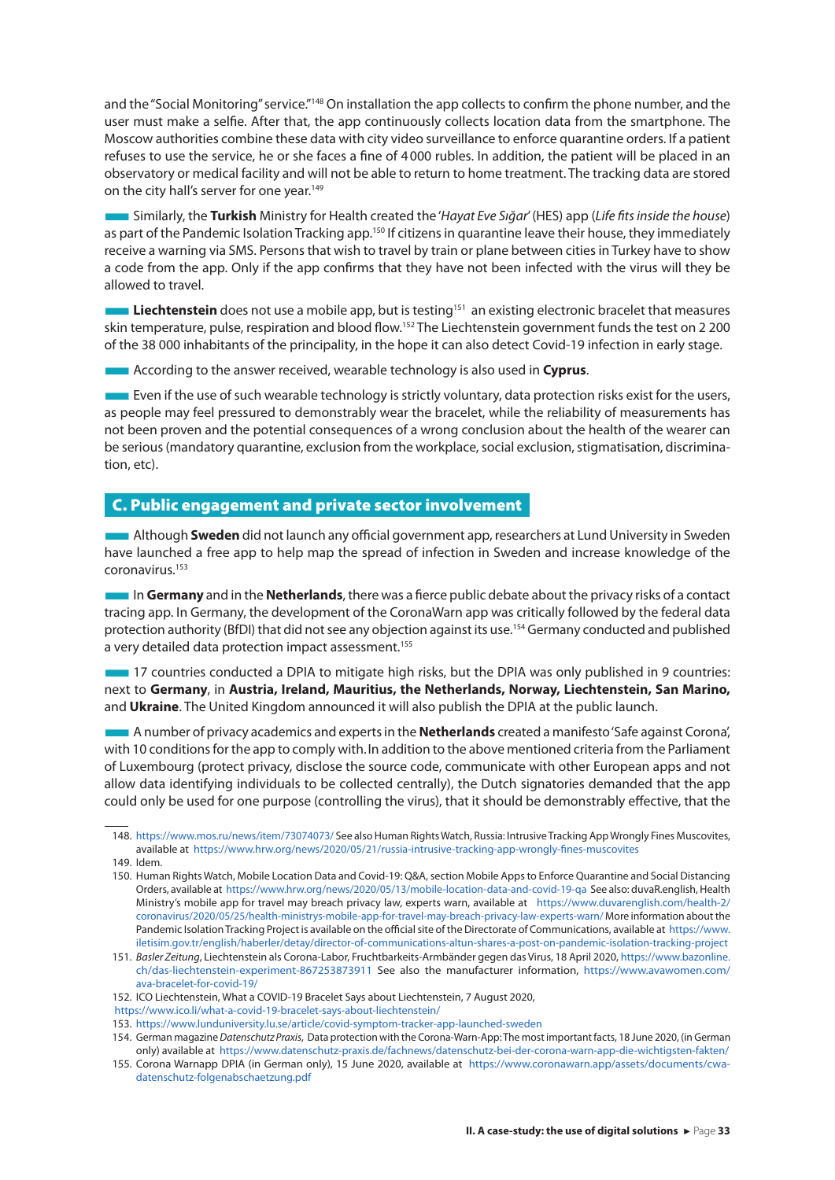and the "Social Monitoring" service."[148] On installation the app collects to confirm the phone number, and the user must make a selfie. After that, the app continuously collects location data from the smartphone. The Moscow authorities combine these data with city video surveillance to enforce quarantine orders. If a patient refuses to use the service, he or she faces a fine of 4 000 rubles. In addition, the patient will be placed in an observatory or medical facility and will not be able to return to home treatment. The tracking data are stored on the city hall's server for one year.[149]

Similarly, the **Turkish** Ministry for Health created the '*Hayat Eve Sığar*' (HES) app (*Life fits inside the house*) as part of the Pandemic Isolation Tracking app.[150] If citizens in quarantine leave their house, they immediately receive a warning via SMS. Persons that wish to travel by train or plane between cities in Turkey have to show a code from the app. Only if the app confirms that they have not been infected with the virus will they be allowed to travel.

**Liechtenstein** does not use a mobile app, but is testing[151] an existing electronic bracelet that measures skin temperature, pulse, respiration and blood flow.[152] The Liechtenstein government funds the test on 2 200 of the 38 000 inhabitants of the principality, in the hope it can also detect Covid-19 infection in early stage.

According to the answer received, wearable technology is also used in **Cyprus**.

Even if the use of such wearable technology is strictly voluntary, data protection risks exist for the users, as people may feel pressured to demonstrably wear the bracelet, while the reliability of measurements has not been proven and the potential consequences of a wrong conclusion about the health of the wearer can be serious (mandatory quarantine, exclusion from the workplace, social exclusion, stigmatisation, discrimination, etc).

## C. Public engagement and private sector involvement

Although **Sweden** did not launch any official government app, researchers at Lund University in Sweden have launched a free app to help map the spread of infection in Sweden and increase knowledge of the coronavirus.[153]

In **Germany** and in the **Netherlands**, there was a fierce public debate about the privacy risks of a contact tracing app. In Germany, the development of the CoronaWarn app was critically followed by the federal data protection authority (BfDI) that did not see any objection against its use.[154] Germany conducted and published a very detailed data protection impact assessment.[155]

17 countries conducted a DPIA to mitigate high risks, but the DPIA was only published in 9 countries: next to **Germany**, in **Austria, Ireland, Mauritius, the Netherlands, Norway, Liechtenstein, San Marino,** and **Ukraine**. The United Kingdom announced it will also publish the DPIA at the public launch.

A number of privacy academics and experts in the **Netherlands** created a manifesto 'Safe against Corona', with 10 conditions for the app to comply with. In addition to the above mentioned criteria from the Parliament of Luxembourg (protect privacy, disclose the source code, communicate with other European apps and not allow data identifying individuals to be collected centrally), the Dutch signatories demanded that the app could only be used for one purpose (controlling the virus), that it should be demonstrably effective, that the

---

148. https://www.mos.ru/news/item/73074073/ See also Human Rights Watch, Russia: Intrusive Tracking App Wrongly Fines Muscovites, available at https://www.hrw.org/news/2020/05/21/russia-intrusive-tracking-app-wrongly-fines-muscovites
149. Idem.
150. Human Rights Watch, Mobile Location Data and Covid-19: Q&A, section Mobile Apps to Enforce Quarantine and Social Distancing Orders, available at https://www.hrw.org/news/2020/05/13/mobile-location-data-and-covid-19-qa See also: duvaR.english, Health Ministry's mobile app for travel may breach privacy law, experts warn, available at https://www.duvarenglish.com/health-2/coronavirus/2020/05/25/health-ministrys-mobile-app-for-travel-may-breach-privacy-law-experts-warn/ More information about the Pandemic Isolation Tracking Project is available on the official site of the Directorate of Communications, available at https://www.iletisim.gov.tr/english/haberler/detay/director-of-communications-altun-shares-a-post-on-pandemic-isolation-tracking-project
151. *Basler Zeitung*, Liechtenstein als Corona-Labor, Fruchtbarkeits-Armbänder gegen das Virus, 18 April 2020, https://www.bazonline.ch/das-liechtenstein-experiment-867253873911 See also the manufacturer information, https://www.avawomen.com/ava-bracelet-for-covid-19/
152. ICO Liechtenstein, What a COVID-19 Bracelet Says about Liechtenstein, 7 August 2020, https://www.ico.li/what-a-covid-19-bracelet-says-about-liechtenstein/
153. https://www.lunduniversity.lu.se/article/covid-symptom-tracker-app-launched-sweden
154. German magazine *Datenschutz Praxis*, Data protection with the Corona-Warn-App: The most important facts, 18 June 2020, (in German only) available at https://www.datenschutz-praxis.de/fachnews/datenschutz-bei-der-corona-warn-app-die-wichtigsten-fakten/
155. Corona Warnapp DPIA (in German only), 15 June 2020, available at https://www.coronawarn.app/assets/documents/cwa-datenschutz-folgenabschaetzung.pdf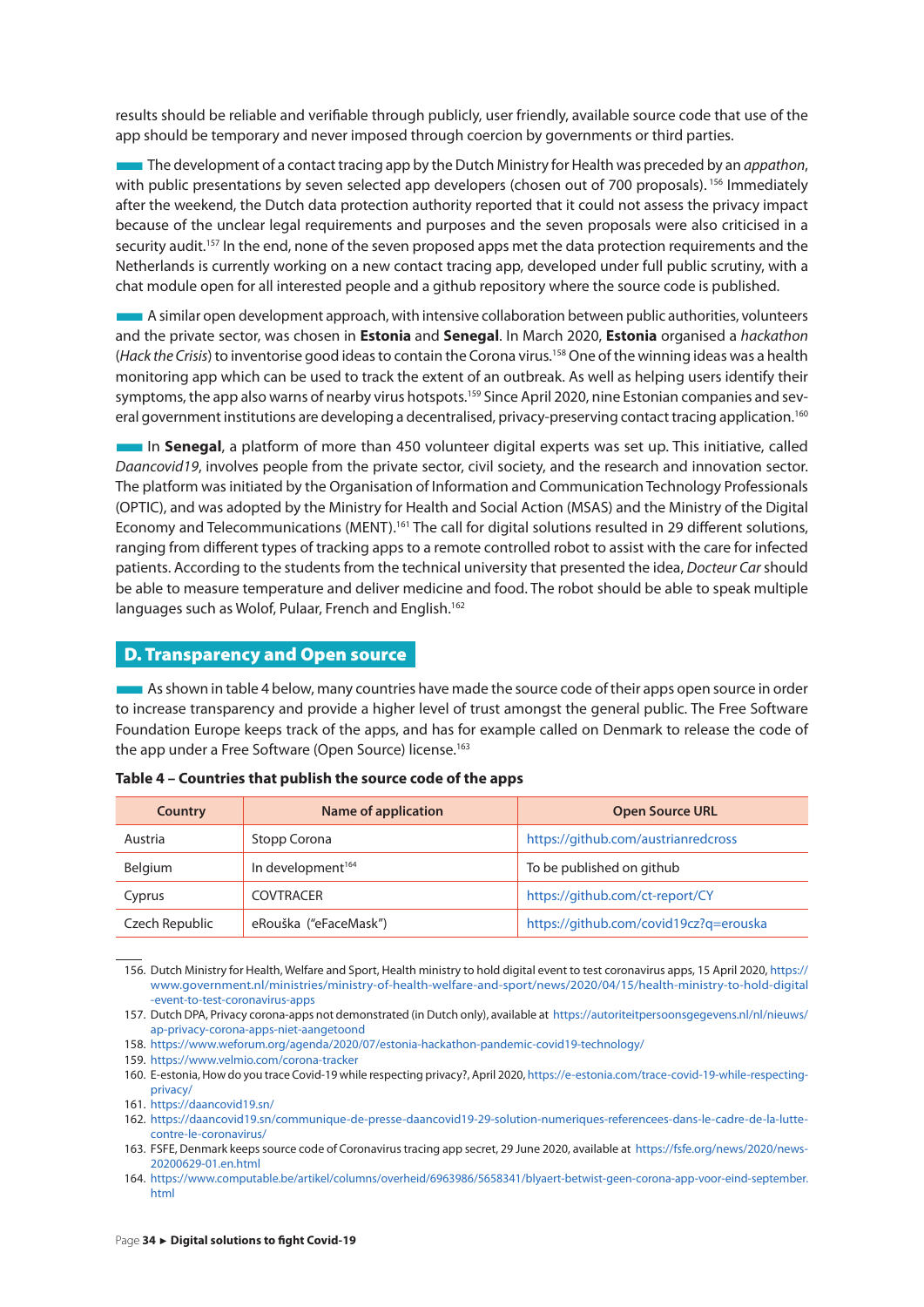results should be reliable and verifiable through publicly, user friendly, available source code that use of the app should be temporary and never imposed through coercion by governments or third parties.

The development of a contact tracing app by the Dutch Ministry for Health was preceded by an *appathon*, with public presentations by seven selected app developers (chosen out of 700 proposals). [156] Immediately after the weekend, the Dutch data protection authority reported that it could not assess the privacy impact because of the unclear legal requirements and purposes and the seven proposals were also criticised in a security audit.[157] In the end, none of the seven proposed apps met the data protection requirements and the Netherlands is currently working on a new contact tracing app, developed under full public scrutiny, with a chat module open for all interested people and a github repository where the source code is published.

A similar open development approach, with intensive collaboration between public authorities, volunteers and the private sector, was chosen in **Estonia** and **Senegal**. In March 2020, **Estonia** organised a *hackathon* (*Hack the Crisis*) to inventorise good ideas to contain the Corona virus.[158] One of the winning ideas was a health monitoring app which can be used to track the extent of an outbreak. As well as helping users identify their symptoms, the app also warns of nearby virus hotspots.[159] Since April 2020, nine Estonian companies and several government institutions are developing a decentralised, privacy-preserving contact tracing application.[160]

In **Senegal**, a platform of more than 450 volunteer digital experts was set up. This initiative, called *Daancovid19*, involves people from the private sector, civil society, and the research and innovation sector. The platform was initiated by the Organisation of Information and Communication Technology Professionals (OPTIC), and was adopted by the Ministry for Health and Social Action (MSAS) and the Ministry of the Digital Economy and Telecommunications (MENT).[161] The call for digital solutions resulted in 29 different solutions, ranging from different types of tracking apps to a remote controlled robot to assist with the care for infected patients. According to the students from the technical university that presented the idea, *Docteur Car* should be able to measure temperature and deliver medicine and food. The robot should be able to speak multiple languages such as Wolof, Pulaar, French and English.[162]

## D. Transparency and Open source

As shown in table 4 below, many countries have made the source code of their apps open source in order to increase transparency and provide a higher level of trust amongst the general public. The Free Software Foundation Europe keeps track of the apps, and has for example called on Denmark to release the code of the app under a Free Software (Open Source) license.[163]

**Table 4 – Countries that publish the source code of the apps**

| Country | Name of application | Open Source URL |
|---|---|---|
| Austria | Stopp Corona | https://github.com/austrianredcross |
| Belgium | In development[164] | To be published on github |
| Cyprus | COVTRACER | https://github.com/ct-report/CY |
| Czech Republic | eRouška ("eFaceMask") | https://github.com/covid19cz?q=erouska |

156. Dutch Ministry for Health, Welfare and Sport, Health ministry to hold digital event to test coronavirus apps, 15 April 2020, https://www.government.nl/ministries/ministry-of-health-welfare-and-sport/news/2020/04/15/health-ministry-to-hold-digital-event-to-test-coronavirus-apps
157. Dutch DPA, Privacy corona-apps not demonstrated (in Dutch only), available at https://autoriteitpersoonsgegevens.nl/nl/nieuws/ap-privacy-corona-apps-niet-aangetoond
158. https://www.weforum.org/agenda/2020/07/estonia-hackathon-pandemic-covid19-technology/
159. https://www.velmio.com/corona-tracker
160. E-estonia, How do you trace Covid-19 while respecting privacy?, April 2020, https://e-estonia.com/trace-covid-19-while-respecting-privacy/
161. https://daancovid19.sn/
162. https://daancovid19.sn/communique-de-presse-daancovid19-29-solution-numeriques-referencees-dans-le-cadre-de-la-lutte-contre-le-coronavirus/
163. FSFE, Denmark keeps source code of Coronavirus tracing app secret, 29 June 2020, available at https://fsfe.org/news/2020/news-20200629-01.en.html
164. https://www.computable.be/artikel/columns/overheid/6963986/5658341/blyaert-betwist-geen-corona-app-voor-eind-september.html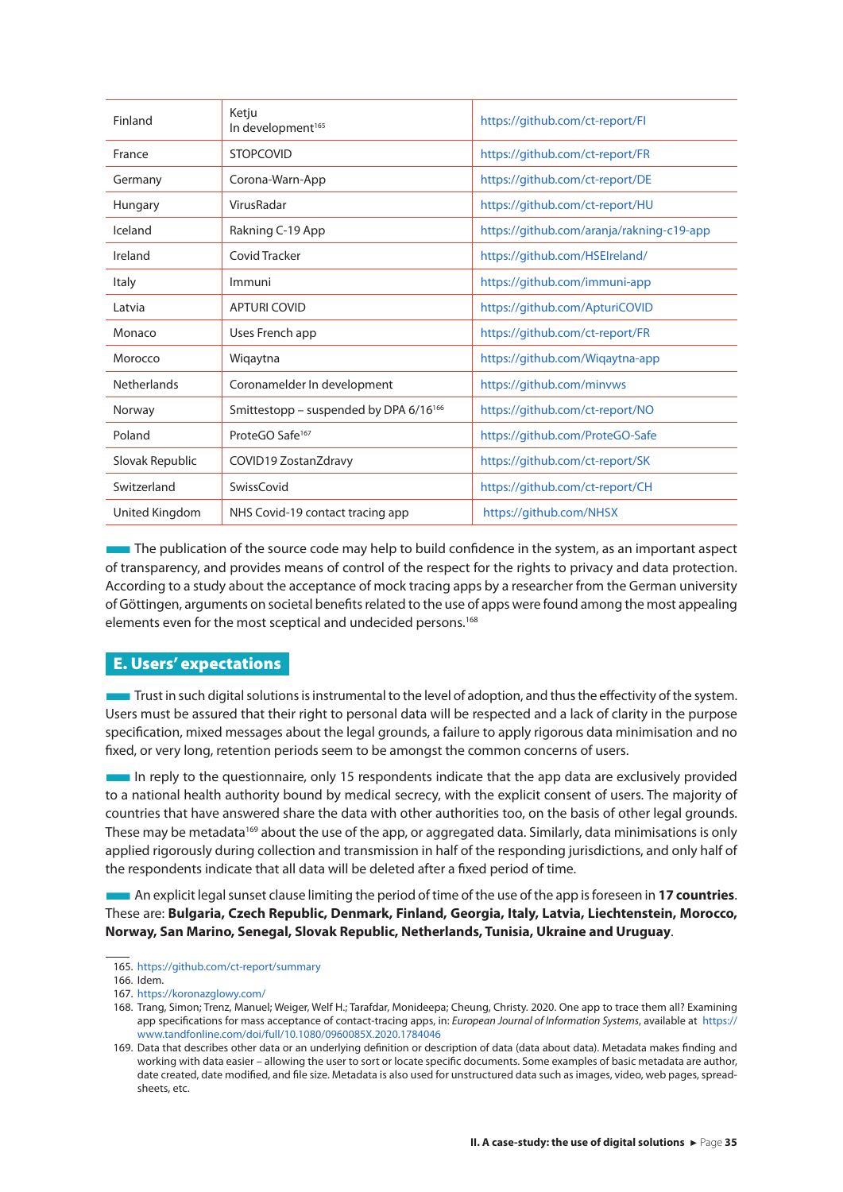| | | |
|---|---|---|
| Finland | Ketju<br>In development[165] | https://github.com/ct-report/FI |
| France | STOPCOVID | https://github.com/ct-report/FR |
| Germany | Corona-Warn-App | https://github.com/ct-report/DE |
| Hungary | VirusRadar | https://github.com/ct-report/HU |
| Iceland | Rakning C-19 App | https://github.com/aranja/rakning-c19-app |
| Ireland | Covid Tracker | https://github.com/HSEIreland/ |
| Italy | Immuni | https://github.com/immuni-app |
| Latvia | APTURI COVID | https://github.com/ApturiCOVID |
| Monaco | Uses French app | https://github.com/ct-report/FR |
| Morocco | Wiqaytna | https://github.com/Wiqaytna-app |
| Netherlands | Coronamelder In development | https://github.com/minvws |
| Norway | Smittestopp – suspended by DPA 6/16[166] | https://github.com/ct-report/NO |
| Poland | ProteGO Safe[167] | https://github.com/ProteGO-Safe |
| Slovak Republic | COVID19 ZostanZdravy | https://github.com/ct-report/SK |
| Switzerland | SwissCovid | https://github.com/ct-report/CH |
| United Kingdom | NHS Covid-19 contact tracing app | https://github.com/NHSX |

The publication of the source code may help to build confidence in the system, as an important aspect of transparency, and provides means of control of the respect for the rights to privacy and data protection. According to a study about the acceptance of mock tracing apps by a researcher from the German university of Göttingen, arguments on societal benefits related to the use of apps were found among the most appealing elements even for the most sceptical and undecided persons.[168]

## E. Users' expectations

Trust in such digital solutions is instrumental to the level of adoption, and thus the effectivity of the system. Users must be assured that their right to personal data will be respected and a lack of clarity in the purpose specification, mixed messages about the legal grounds, a failure to apply rigorous data minimisation and no fixed, or very long, retention periods seem to be amongst the common concerns of users.

In reply to the questionnaire, only 15 respondents indicate that the app data are exclusively provided to a national health authority bound by medical secrecy, with the explicit consent of users. The majority of countries that have answered share the data with other authorities too, on the basis of other legal grounds. These may be metadata[169] about the use of the app, or aggregated data. Similarly, data minimisations is only applied rigorously during collection and transmission in half of the responding jurisdictions, and only half of the respondents indicate that all data will be deleted after a fixed period of time.

An explicit legal sunset clause limiting the period of time of the use of the app is foreseen in **17 countries**. These are: **Bulgaria, Czech Republic, Denmark, Finland, Georgia, Italy, Latvia, Liechtenstein, Morocco, Norway, San Marino, Senegal, Slovak Republic, Netherlands, Tunisia, Ukraine and Uruguay**.

165. https://github.com/ct-report/summary
166. Idem.
167. https://koronazglowy.com/
168. Trang, Simon; Trenz, Manuel; Weiger, Welf H.; Tarafdar, Monideepa; Cheung, Christy. 2020. One app to trace them all? Examining app specifications for mass acceptance of contact-tracing apps, in: *European Journal of Information Systems*, available at https://www.tandfonline.com/doi/full/10.1080/0960085X.2020.1784046
169. Data that describes other data or an underlying definition or description of data (data about data). Metadata makes finding and working with data easier – allowing the user to sort or locate specific documents. Some examples of basic metadata are author, date created, date modified, and file size. Metadata is also used for unstructured data such as images, video, web pages, spreadsheets, etc.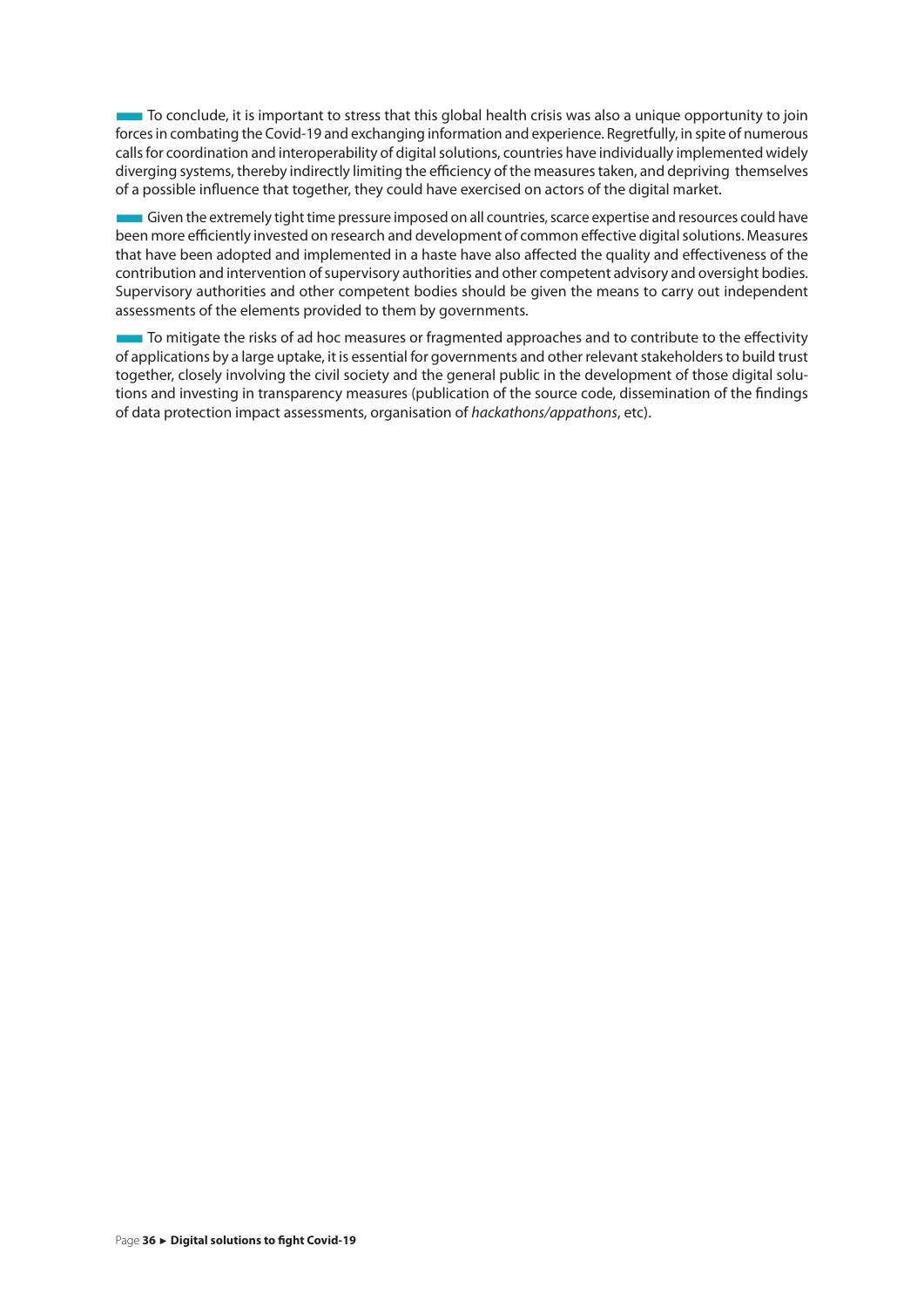To conclude, it is important to stress that this global health crisis was also a unique opportunity to join forces in combating the Covid-19 and exchanging information and experience. Regretfully, in spite of numerous calls for coordination and interoperability of digital solutions, countries have individually implemented widely diverging systems, thereby indirectly limiting the efficiency of the measures taken, and depriving themselves of a possible influence that together, they could have exercised on actors of the digital market.

Given the extremely tight time pressure imposed on all countries, scarce expertise and resources could have been more efficiently invested on research and development of common effective digital solutions. Measures that have been adopted and implemented in a haste have also affected the quality and effectiveness of the contribution and intervention of supervisory authorities and other competent advisory and oversight bodies. Supervisory authorities and other competent bodies should be given the means to carry out independent assessments of the elements provided to them by governments.

To mitigate the risks of ad hoc measures or fragmented approaches and to contribute to the effectivity of applications by a large uptake, it is essential for governments and other relevant stakeholders to build trust together, closely involving the civil society and the general public in the development of those digital solutions and investing in transparency measures (publication of the source code, dissemination of the findings of data protection impact assessments, organisation of *hackathons/appathons*, etc).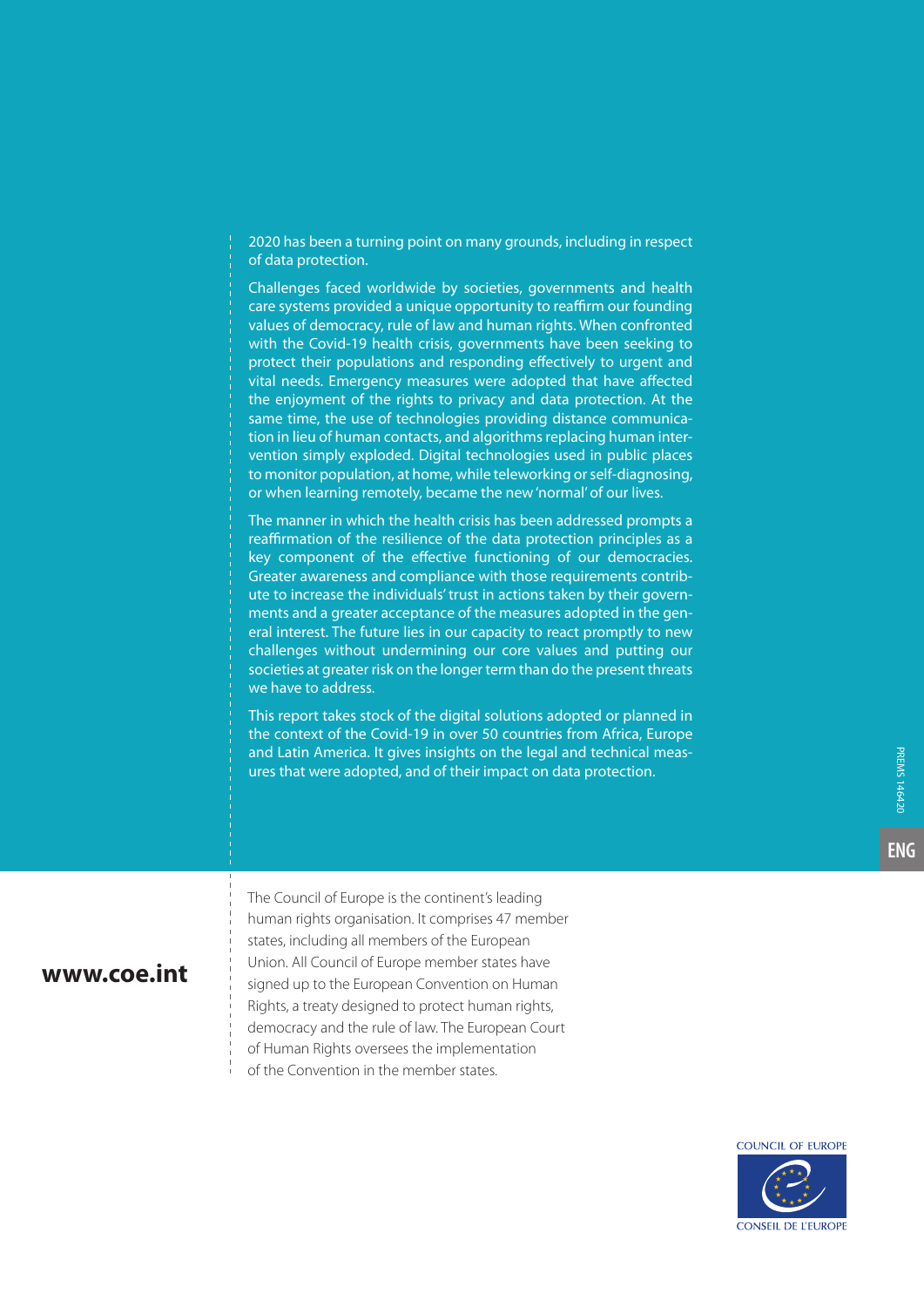2020 has been a turning point on many grounds, including in respect of data protection.

Challenges faced worldwide by societies, governments and health care systems provided a unique opportunity to reaffirm our founding values of democracy, rule of law and human rights. When confronted with the Covid-19 health crisis, governments have been seeking to protect their populations and responding effectively to urgent and vital needs. Emergency measures were adopted that have affected the enjoyment of the rights to privacy and data protection. At the same time, the use of technologies providing distance communication in lieu of human contacts, and algorithms replacing human intervention simply exploded. Digital technologies used in public places to monitor population, at home, while teleworking or self-diagnosing, or when learning remotely, became the new 'normal' of our lives.

The manner in which the health crisis has been addressed prompts a reaffirmation of the resilience of the data protection principles as a key component of the effective functioning of our democracies. Greater awareness and compliance with those requirements contribute to increase the individuals' trust in actions taken by their governments and a greater acceptance of the measures adopted in the general interest. The future lies in our capacity to react promptly to new challenges without undermining our core values and putting our societies at greater risk on the longer term than do the present threats we have to address.

This report takes stock of the digital solutions adopted or planned in the context of the Covid-19 in over 50 countries from Africa, Europe and Latin America. It gives insights on the legal and technical measures that were adopted, and of their impact on data protection.

PREMS 146420

ENG

**www.coe.int**

The Council of Europe is the continent's leading human rights organisation. It comprises 47 member states, including all members of the European Union. All Council of Europe member states have signed up to the European Convention on Human Rights, a treaty designed to protect human rights, democracy and the rule of law. The European Court of Human Rights oversees the implementation of the Convention in the member states.

COUNCIL OF EUROPE

CONSEIL DE L'EUROPE